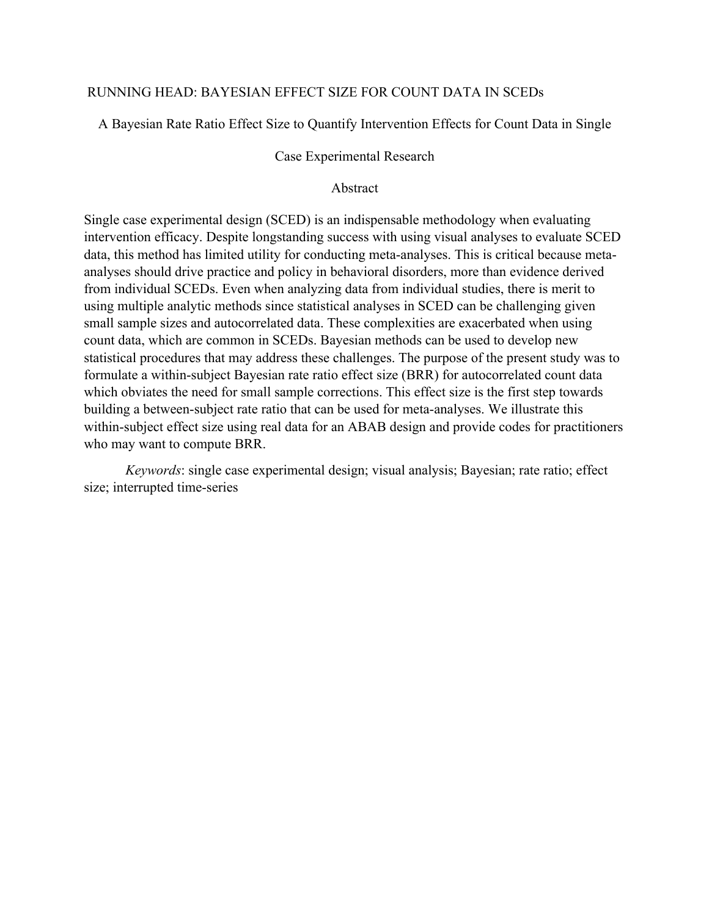RUNNING HEAD: BAYESIAN EFFECT SIZE FOR COUNT DATA IN SCEDs

# A Bayesian Rate Ratio Effect Size to Quantify Intervention Effects for Count Data in Single Case Experimental Research

## Abstract

Single case experimental design (SCED) is an indispensable methodology when evaluating intervention efficacy. Despite longstanding success with using visual analyses to evaluate SCED data, this method has limited utility for conducting meta-analyses. This is critical because meta-analyses should drive practice and policy in behavioral disorders, more than evidence derived from individual SCEDs. Even when analyzing data from individual studies, there is merit to using multiple analytic methods since statistical analyses in SCED can be challenging given small sample sizes and autocorrelated data. These complexities are exacerbated when using count data, which are common in SCEDs. Bayesian methods can be used to develop new statistical procedures that may address these challenges. The purpose of the present study was to formulate a within-subject Bayesian rate ratio effect size (BRR) for autocorrelated count data which obviates the need for small sample corrections. This effect size is the first step towards building a between-subject rate ratio that can be used for meta-analyses. We illustrate this within-subject effect size using real data for an ABAB design and provide codes for practitioners who may want to compute BRR.

*Keywords*: single case experimental design; visual analysis; Bayesian; rate ratio; effect size; interrupted time-series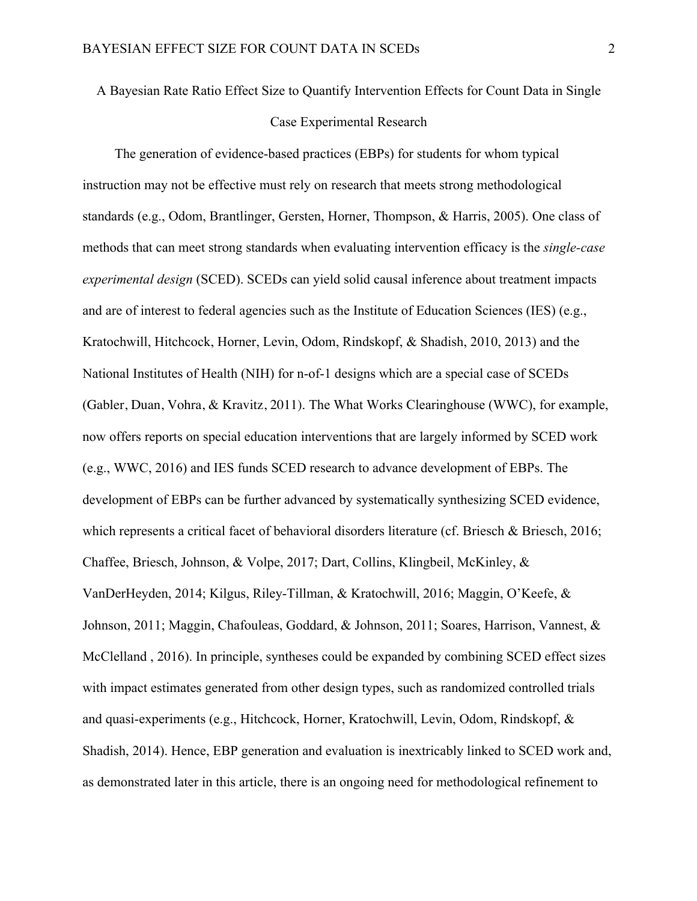# A Bayesian Rate Ratio Effect Size to Quantify Intervention Effects for Count Data in Single Case Experimental Research

The generation of evidence-based practices (EBPs) for students for whom typical instruction may not be effective must rely on research that meets strong methodological standards (e.g., Odom, Brantlinger, Gersten, Horner, Thompson, & Harris, 2005). One class of methods that can meet strong standards when evaluating intervention efficacy is the *single-case experimental design* (SCED). SCEDs can yield solid causal inference about treatment impacts and are of interest to federal agencies such as the Institute of Education Sciences (IES) (e.g., Kratochwill, Hitchcock, Horner, Levin, Odom, Rindskopf, & Shadish, 2010, 2013) and the National Institutes of Health (NIH) for n-of-1 designs which are a special case of SCEDs (Gabler, Duan, Vohra, & Kravitz, 2011). The What Works Clearinghouse (WWC), for example, now offers reports on special education interventions that are largely informed by SCED work (e.g., WWC, 2016) and IES funds SCED research to advance development of EBPs. The development of EBPs can be further advanced by systematically synthesizing SCED evidence, which represents a critical facet of behavioral disorders literature (cf. Briesch & Briesch, 2016; Chaffee, Briesch, Johnson, & Volpe, 2017; Dart, Collins, Klingbeil, McKinley, & VanDerHeyden, 2014; Kilgus, Riley-Tillman, & Kratochwill, 2016; Maggin, O'Keefe, & Johnson, 2011; Maggin, Chafouleas, Goddard, & Johnson, 2011; Soares, Harrison, Vannest, & McClelland , 2016). In principle, syntheses could be expanded by combining SCED effect sizes with impact estimates generated from other design types, such as randomized controlled trials and quasi-experiments (e.g., Hitchcock, Horner, Kratochwill, Levin, Odom, Rindskopf, & Shadish, 2014). Hence, EBP generation and evaluation is inextricably linked to SCED work and, as demonstrated later in this article, there is an ongoing need for methodological refinement to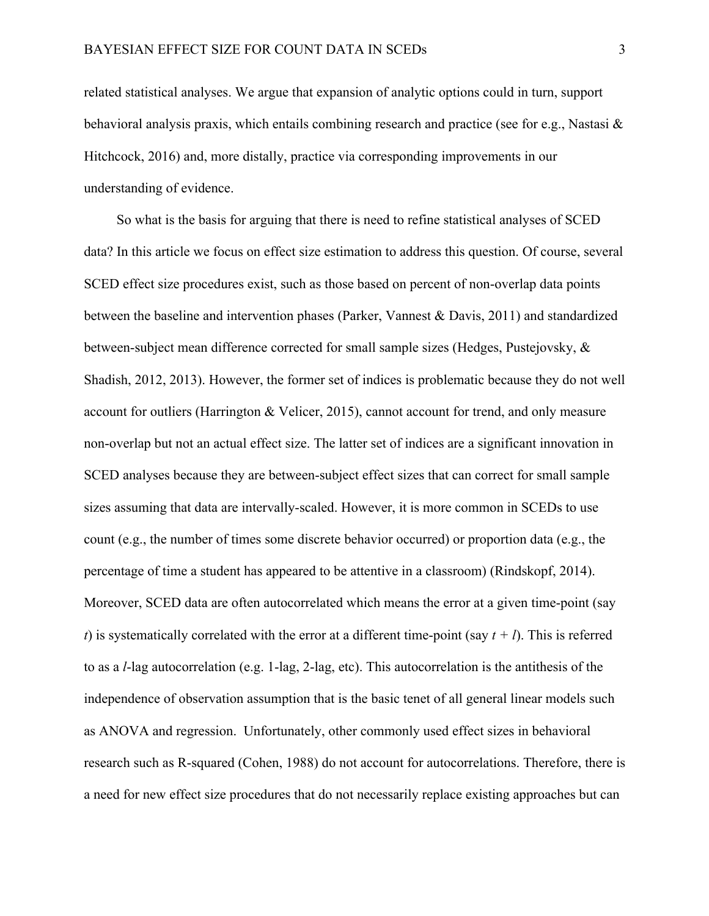related statistical analyses. We argue that expansion of analytic options could in turn, support behavioral analysis praxis, which entails combining research and practice (see for e.g., Nastasi & Hitchcock, 2016) and, more distally, practice via corresponding improvements in our understanding of evidence.

So what is the basis for arguing that there is need to refine statistical analyses of SCED data? In this article we focus on effect size estimation to address this question. Of course, several SCED effect size procedures exist, such as those based on percent of non-overlap data points between the baseline and intervention phases (Parker, Vannest & Davis, 2011) and standardized between-subject mean difference corrected for small sample sizes (Hedges, Pustejovsky, & Shadish, 2012, 2013). However, the former set of indices is problematic because they do not well account for outliers (Harrington & Velicer, 2015), cannot account for trend, and only measure non-overlap but not an actual effect size. The latter set of indices are a significant innovation in SCED analyses because they are between-subject effect sizes that can correct for small sample sizes assuming that data are intervally-scaled. However, it is more common in SCEDs to use count (e.g., the number of times some discrete behavior occurred) or proportion data (e.g., the percentage of time a student has appeared to be attentive in a classroom) (Rindskopf, 2014). Moreover, SCED data are often autocorrelated which means the error at a given time-point (say $t$) is systematically correlated with the error at a different time-point (say $t + l$). This is referred to as a $l$-lag autocorrelation (e.g. 1-lag, 2-lag, etc). This autocorrelation is the antithesis of the independence of observation assumption that is the basic tenet of all general linear models such as ANOVA and regression. Unfortunately, other commonly used effect sizes in behavioral research such as R-squared (Cohen, 1988) do not account for autocorrelations. Therefore, there is a need for new effect size procedures that do not necessarily replace existing approaches but can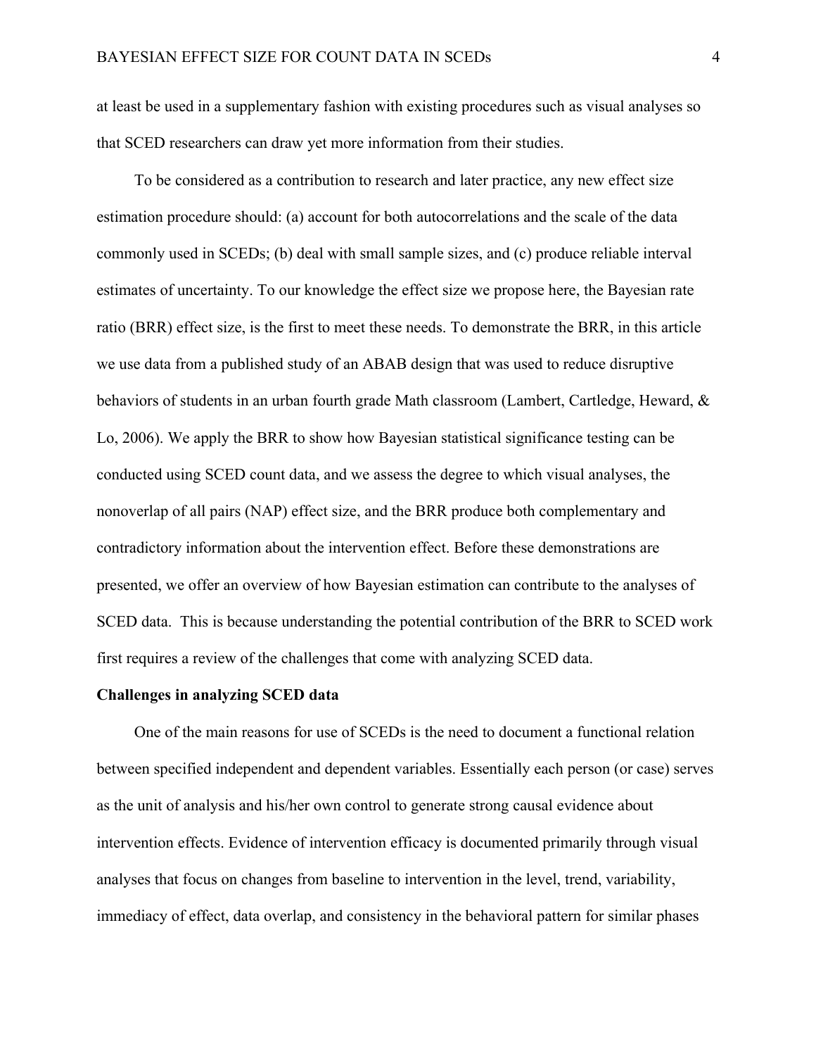at least be used in a supplementary fashion with existing procedures such as visual analyses so that SCED researchers can draw yet more information from their studies.

To be considered as a contribution to research and later practice, any new effect size estimation procedure should: (a) account for both autocorrelations and the scale of the data commonly used in SCEDs; (b) deal with small sample sizes, and (c) produce reliable interval estimates of uncertainty. To our knowledge the effect size we propose here, the Bayesian rate ratio (BRR) effect size, is the first to meet these needs. To demonstrate the BRR, in this article we use data from a published study of an ABAB design that was used to reduce disruptive behaviors of students in an urban fourth grade Math classroom (Lambert, Cartledge, Heward, & Lo, 2006). We apply the BRR to show how Bayesian statistical significance testing can be conducted using SCED count data, and we assess the degree to which visual analyses, the nonoverlap of all pairs (NAP) effect size, and the BRR produce both complementary and contradictory information about the intervention effect. Before these demonstrations are presented, we offer an overview of how Bayesian estimation can contribute to the analyses of SCED data. This is because understanding the potential contribution of the BRR to SCED work first requires a review of the challenges that come with analyzing SCED data.

**Challenges in analyzing SCED data**

One of the main reasons for use of SCEDs is the need to document a functional relation between specified independent and dependent variables. Essentially each person (or case) serves as the unit of analysis and his/her own control to generate strong causal evidence about intervention effects. Evidence of intervention efficacy is documented primarily through visual analyses that focus on changes from baseline to intervention in the level, trend, variability, immediacy of effect, data overlap, and consistency in the behavioral pattern for similar phases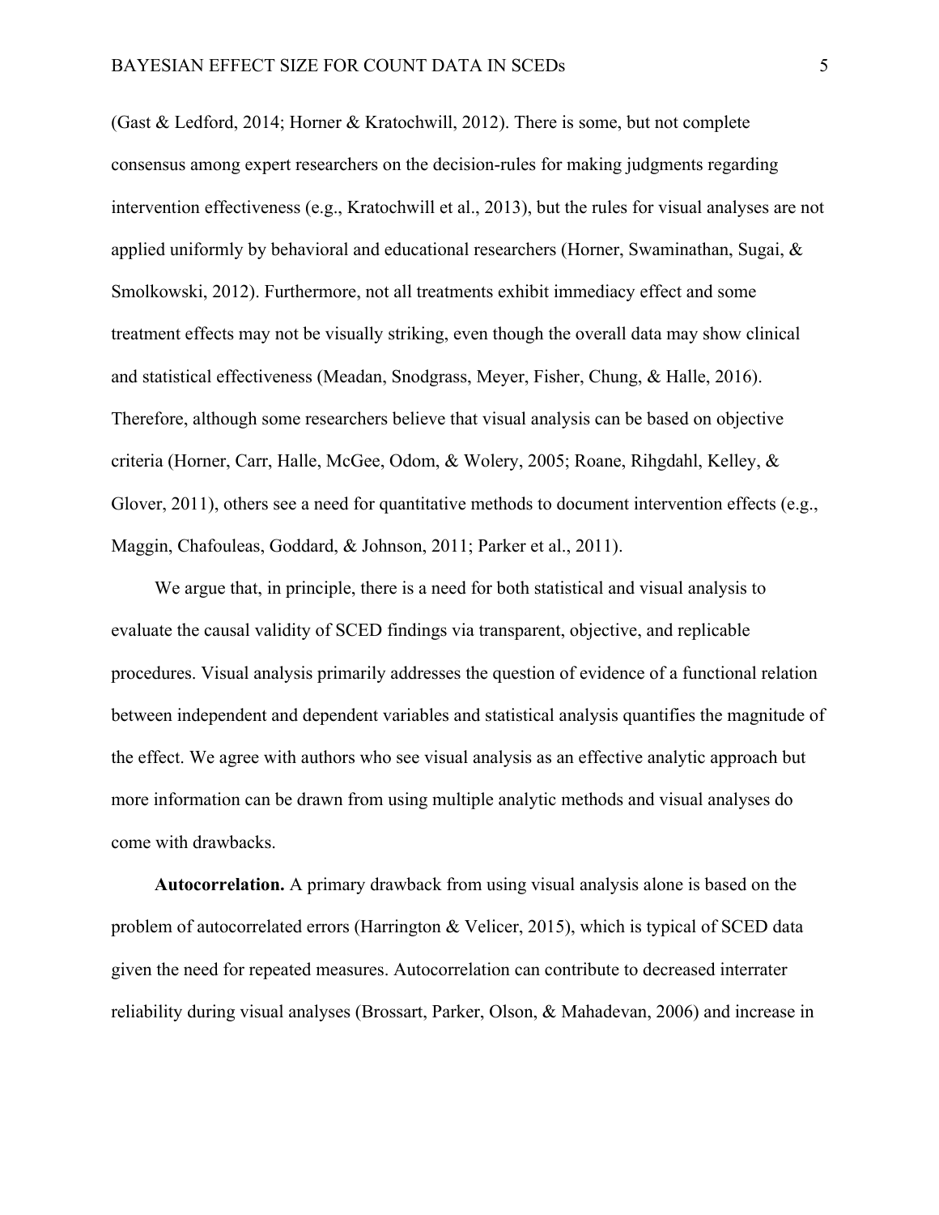(Gast & Ledford, 2014; Horner & Kratochwill, 2012). There is some, but not complete consensus among expert researchers on the decision-rules for making judgments regarding intervention effectiveness (e.g., Kratochwill et al., 2013), but the rules for visual analyses are not applied uniformly by behavioral and educational researchers (Horner, Swaminathan, Sugai, & Smolkowski, 2012). Furthermore, not all treatments exhibit immediacy effect and some treatment effects may not be visually striking, even though the overall data may show clinical and statistical effectiveness (Meadan, Snodgrass, Meyer, Fisher, Chung, & Halle, 2016). Therefore, although some researchers believe that visual analysis can be based on objective criteria (Horner, Carr, Halle, McGee, Odom, & Wolery, 2005; Roane, Rihgdahl, Kelley, & Glover, 2011), others see a need for quantitative methods to document intervention effects (e.g., Maggin, Chafouleas, Goddard, & Johnson, 2011; Parker et al., 2011).

We argue that, in principle, there is a need for both statistical and visual analysis to evaluate the causal validity of SCED findings via transparent, objective, and replicable procedures. Visual analysis primarily addresses the question of evidence of a functional relation between independent and dependent variables and statistical analysis quantifies the magnitude of the effect. We agree with authors who see visual analysis as an effective analytic approach but more information can be drawn from using multiple analytic methods and visual analyses do come with drawbacks.

**Autocorrelation.** A primary drawback from using visual analysis alone is based on the problem of autocorrelated errors (Harrington & Velicer, 2015), which is typical of SCED data given the need for repeated measures. Autocorrelation can contribute to decreased interrater reliability during visual analyses (Brossart, Parker, Olson, & Mahadevan, 2006) and increase in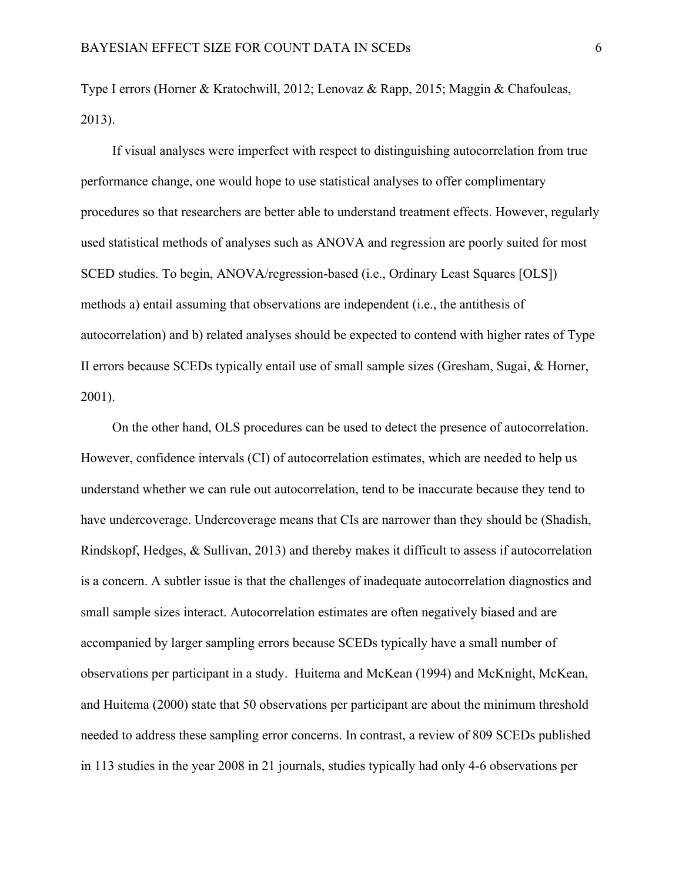Type I errors (Horner & Kratochwill, 2012; Lenovaz & Rapp, 2015; Maggin & Chafouleas, 2013).

If visual analyses were imperfect with respect to distinguishing autocorrelation from true performance change, one would hope to use statistical analyses to offer complimentary procedures so that researchers are better able to understand treatment effects. However, regularly used statistical methods of analyses such as ANOVA and regression are poorly suited for most SCED studies. To begin, ANOVA/regression-based (i.e., Ordinary Least Squares [OLS]) methods a) entail assuming that observations are independent (i.e., the antithesis of autocorrelation) and b) related analyses should be expected to contend with higher rates of Type II errors because SCEDs typically entail use of small sample sizes (Gresham, Sugai, & Horner, 2001).

On the other hand, OLS procedures can be used to detect the presence of autocorrelation. However, confidence intervals (CI) of autocorrelation estimates, which are needed to help us understand whether we can rule out autocorrelation, tend to be inaccurate because they tend to have undercoverage. Undercoverage means that CIs are narrower than they should be (Shadish, Rindskopf, Hedges, & Sullivan, 2013) and thereby makes it difficult to assess if autocorrelation is a concern. A subtler issue is that the challenges of inadequate autocorrelation diagnostics and small sample sizes interact. Autocorrelation estimates are often negatively biased and are accompanied by larger sampling errors because SCEDs typically have a small number of observations per participant in a study. Huitema and McKean (1994) and McKnight, McKean, and Huitema (2000) state that 50 observations per participant are about the minimum threshold needed to address these sampling error concerns. In contrast, a review of 809 SCEDs published in 113 studies in the year 2008 in 21 journals, studies typically had only 4-6 observations per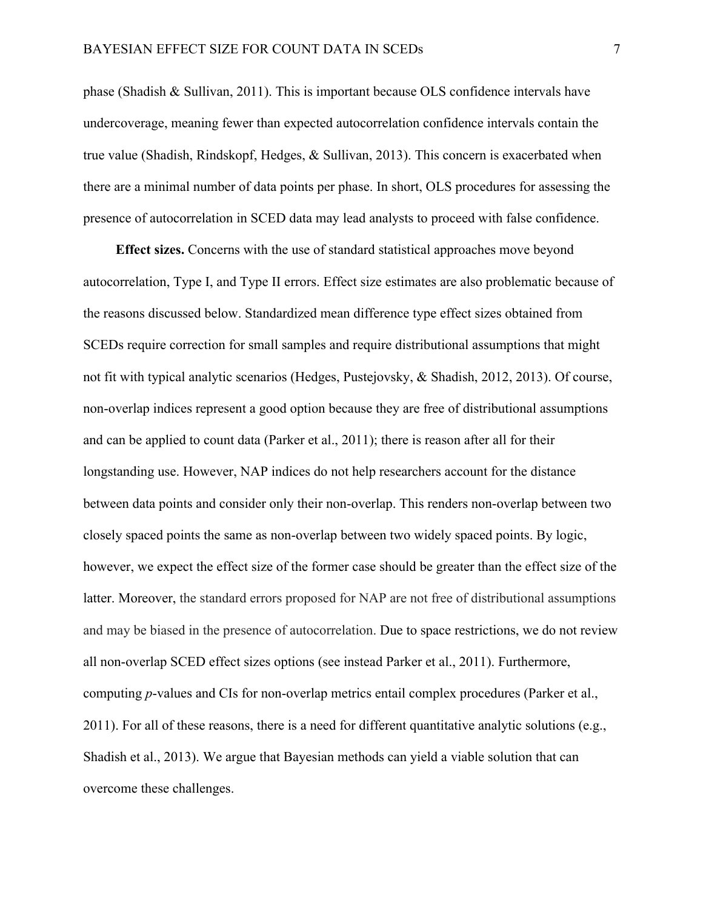phase (Shadish & Sullivan, 2011). This is important because OLS confidence intervals have undercoverage, meaning fewer than expected autocorrelation confidence intervals contain the true value (Shadish, Rindskopf, Hedges, & Sullivan, 2013). This concern is exacerbated when there are a minimal number of data points per phase. In short, OLS procedures for assessing the presence of autocorrelation in SCED data may lead analysts to proceed with false confidence.

**Effect sizes.** Concerns with the use of standard statistical approaches move beyond autocorrelation, Type I, and Type II errors. Effect size estimates are also problematic because of the reasons discussed below. Standardized mean difference type effect sizes obtained from SCEDs require correction for small samples and require distributional assumptions that might not fit with typical analytic scenarios (Hedges, Pustejovsky, & Shadish, 2012, 2013). Of course, non-overlap indices represent a good option because they are free of distributional assumptions and can be applied to count data (Parker et al., 2011); there is reason after all for their longstanding use. However, NAP indices do not help researchers account for the distance between data points and consider only their non-overlap. This renders non-overlap between two closely spaced points the same as non-overlap between two widely spaced points. By logic, however, we expect the effect size of the former case should be greater than the effect size of the latter. Moreover, the standard errors proposed for NAP are not free of distributional assumptions and may be biased in the presence of autocorrelation. Due to space restrictions, we do not review all non-overlap SCED effect sizes options (see instead Parker et al., 2011). Furthermore, computing *p*-values and CIs for non-overlap metrics entail complex procedures (Parker et al., 2011). For all of these reasons, there is a need for different quantitative analytic solutions (e.g., Shadish et al., 2013). We argue that Bayesian methods can yield a viable solution that can overcome these challenges.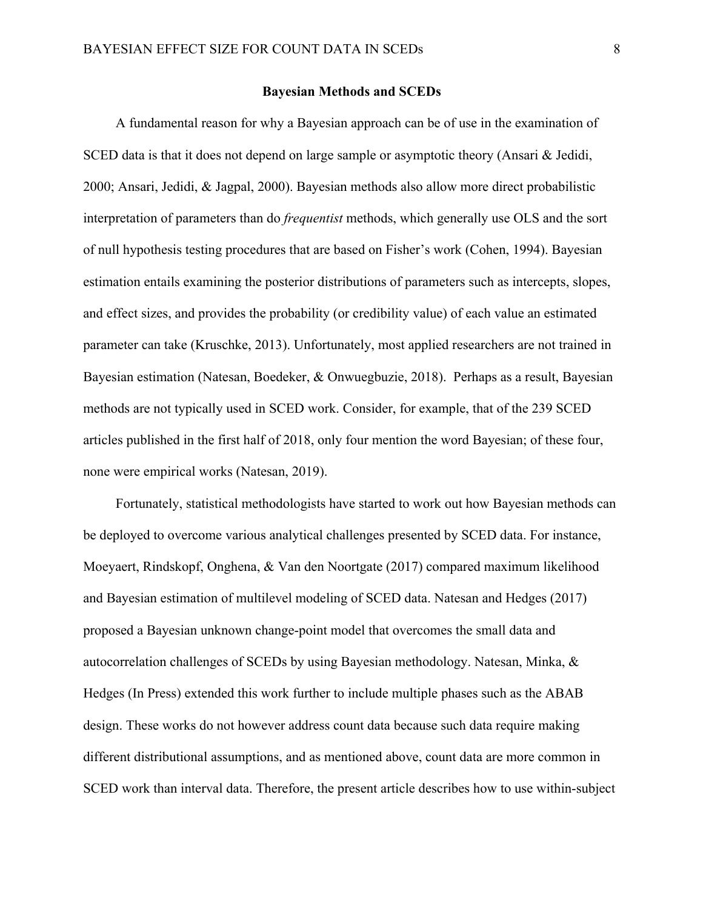## Bayesian Methods and SCEDs

A fundamental reason for why a Bayesian approach can be of use in the examination of SCED data is that it does not depend on large sample or asymptotic theory (Ansari & Jedidi, 2000; Ansari, Jedidi, & Jagpal, 2000). Bayesian methods also allow more direct probabilistic interpretation of parameters than do *frequentist* methods, which generally use OLS and the sort of null hypothesis testing procedures that are based on Fisher's work (Cohen, 1994). Bayesian estimation entails examining the posterior distributions of parameters such as intercepts, slopes, and effect sizes, and provides the probability (or credibility value) of each value an estimated parameter can take (Kruschke, 2013). Unfortunately, most applied researchers are not trained in Bayesian estimation (Natesan, Boedeker, & Onwuegbuzie, 2018). Perhaps as a result, Bayesian methods are not typically used in SCED work. Consider, for example, that of the 239 SCED articles published in the first half of 2018, only four mention the word Bayesian; of these four, none were empirical works (Natesan, 2019).

Fortunately, statistical methodologists have started to work out how Bayesian methods can be deployed to overcome various analytical challenges presented by SCED data. For instance, Moeyaert, Rindskopf, Onghena, & Van den Noortgate (2017) compared maximum likelihood and Bayesian estimation of multilevel modeling of SCED data. Natesan and Hedges (2017) proposed a Bayesian unknown change-point model that overcomes the small data and autocorrelation challenges of SCEDs by using Bayesian methodology. Natesan, Minka, & Hedges (In Press) extended this work further to include multiple phases such as the ABAB design. These works do not however address count data because such data require making different distributional assumptions, and as mentioned above, count data are more common in SCED work than interval data. Therefore, the present article describes how to use within-subject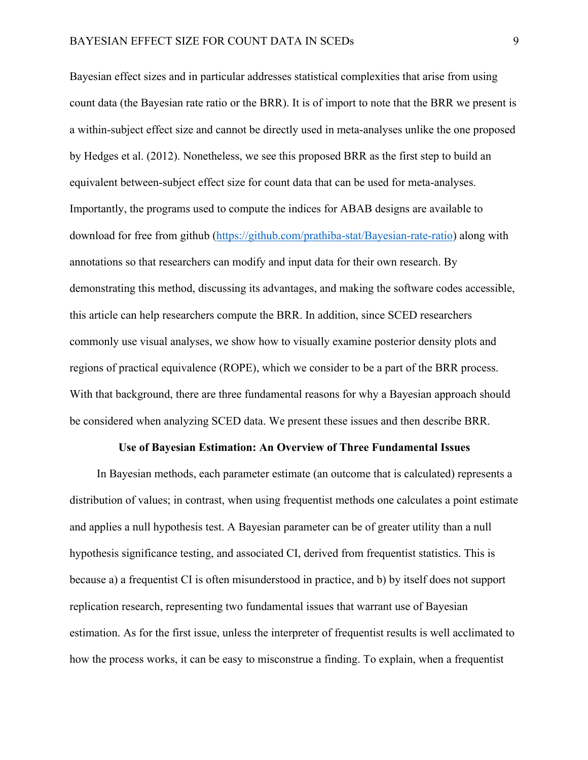Bayesian effect sizes and in particular addresses statistical complexities that arise from using count data (the Bayesian rate ratio or the BRR). It is of import to note that the BRR we present is a within-subject effect size and cannot be directly used in meta-analyses unlike the one proposed by Hedges et al. (2012). Nonetheless, we see this proposed BRR as the first step to build an equivalent between-subject effect size for count data that can be used for meta-analyses. Importantly, the programs used to compute the indices for ABAB designs are available to download for free from github ([https://github.com/prathiba-stat/Bayesian-rate-ratio](https://github.com/prathiba-stat/Bayesian-rate-ratio)) along with annotations so that researchers can modify and input data for their own research. By demonstrating this method, discussing its advantages, and making the software codes accessible, this article can help researchers compute the BRR. In addition, since SCED researchers commonly use visual analyses, we show how to visually examine posterior density plots and regions of practical equivalence (ROPE), which we consider to be a part of the BRR process. With that background, there are three fundamental reasons for why a Bayesian approach should be considered when analyzing SCED data. We present these issues and then describe BRR.

## Use of Bayesian Estimation: An Overview of Three Fundamental Issues

In Bayesian methods, each parameter estimate (an outcome that is calculated) represents a distribution of values; in contrast, when using frequentist methods one calculates a point estimate and applies a null hypothesis test. A Bayesian parameter can be of greater utility than a null hypothesis significance testing, and associated CI, derived from frequentist statistics. This is because a) a frequentist CI is often misunderstood in practice, and b) by itself does not support replication research, representing two fundamental issues that warrant use of Bayesian estimation. As for the first issue, unless the interpreter of frequentist results is well acclimated to how the process works, it can be easy to misconstrue a finding. To explain, when a frequentist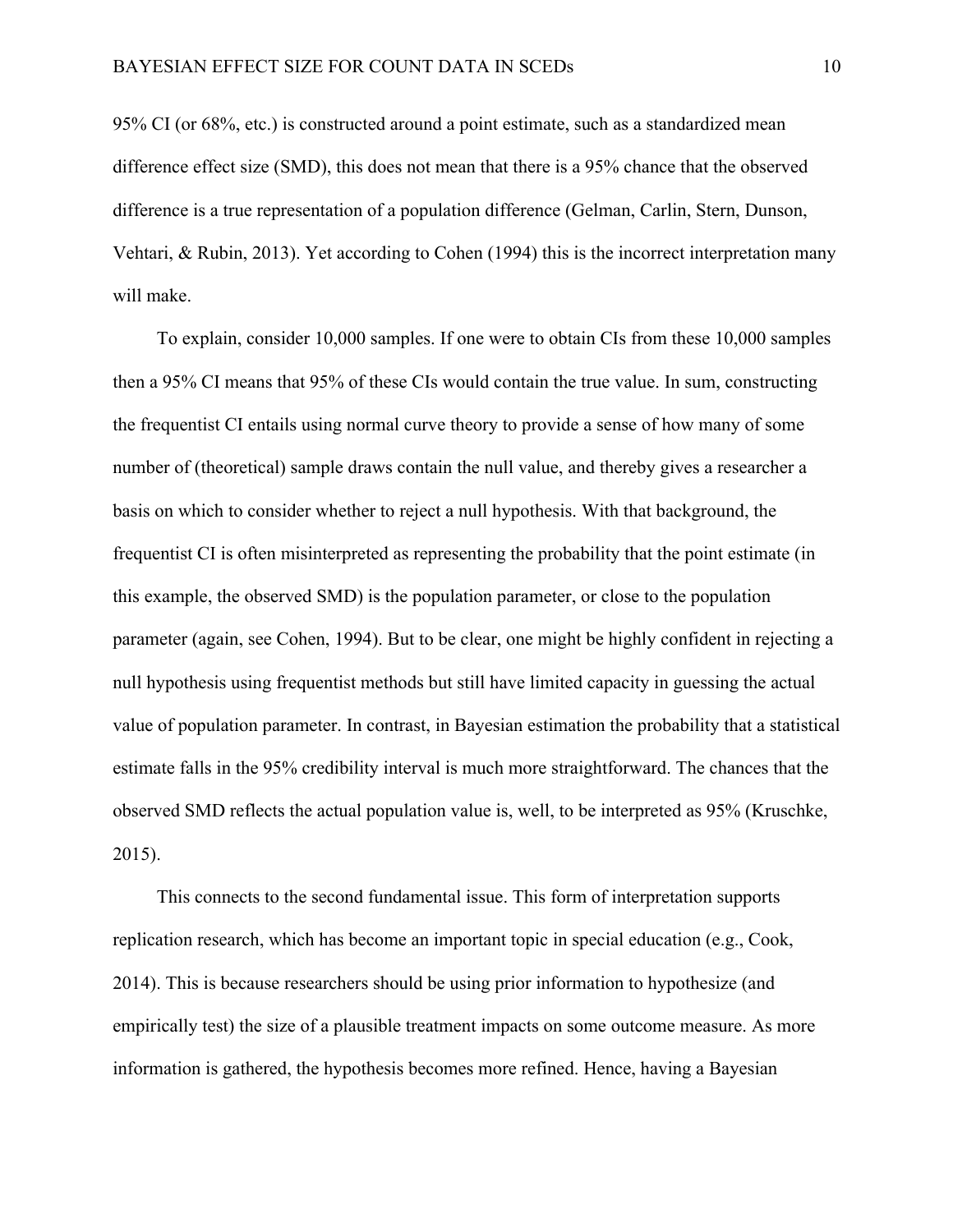95% CI (or 68%, etc.) is constructed around a point estimate, such as a standardized mean difference effect size (SMD), this does not mean that there is a 95% chance that the observed difference is a true representation of a population difference (Gelman, Carlin, Stern, Dunson, Vehtari, & Rubin, 2013). Yet according to Cohen (1994) this is the incorrect interpretation many will make.

To explain, consider 10,000 samples. If one were to obtain CIs from these 10,000 samples then a 95% CI means that 95% of these CIs would contain the true value. In sum, constructing the frequentist CI entails using normal curve theory to provide a sense of how many of some number of (theoretical) sample draws contain the null value, and thereby gives a researcher a basis on which to consider whether to reject a null hypothesis. With that background, the frequentist CI is often misinterpreted as representing the probability that the point estimate (in this example, the observed SMD) is the population parameter, or close to the population parameter (again, see Cohen, 1994). But to be clear, one might be highly confident in rejecting a null hypothesis using frequentist methods but still have limited capacity in guessing the actual value of population parameter. In contrast, in Bayesian estimation the probability that a statistical estimate falls in the 95% credibility interval is much more straightforward. The chances that the observed SMD reflects the actual population value is, well, to be interpreted as 95% (Kruschke, 2015).

This connects to the second fundamental issue. This form of interpretation supports replication research, which has become an important topic in special education (e.g., Cook, 2014). This is because researchers should be using prior information to hypothesize (and empirically test) the size of a plausible treatment impacts on some outcome measure. As more information is gathered, the hypothesis becomes more refined. Hence, having a Bayesian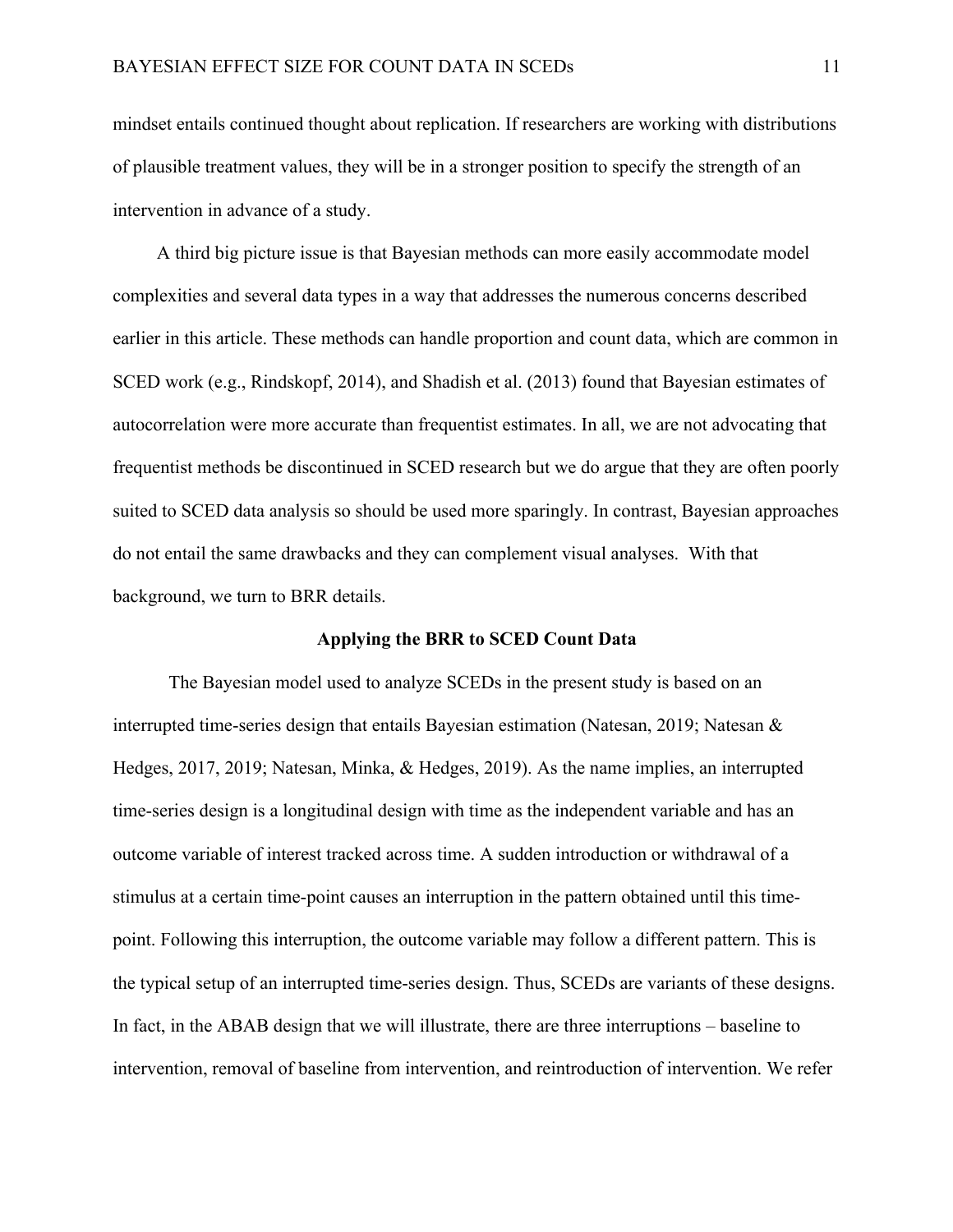mindset entails continued thought about replication. If researchers are working with distributions of plausible treatment values, they will be in a stronger position to specify the strength of an intervention in advance of a study.

A third big picture issue is that Bayesian methods can more easily accommodate model complexities and several data types in a way that addresses the numerous concerns described earlier in this article. These methods can handle proportion and count data, which are common in SCED work (e.g., Rindskopf, 2014), and Shadish et al. (2013) found that Bayesian estimates of autocorrelation were more accurate than frequentist estimates. In all, we are not advocating that frequentist methods be discontinued in SCED research but we do argue that they are often poorly suited to SCED data analysis so should be used more sparingly. In contrast, Bayesian approaches do not entail the same drawbacks and they can complement visual analyses. With that background, we turn to BRR details.

## Applying the BRR to SCED Count Data

The Bayesian model used to analyze SCEDs in the present study is based on an interrupted time-series design that entails Bayesian estimation (Natesan, 2019; Natesan & Hedges, 2017, 2019; Natesan, Minka, & Hedges, 2019). As the name implies, an interrupted time-series design is a longitudinal design with time as the independent variable and has an outcome variable of interest tracked across time. A sudden introduction or withdrawal of a stimulus at a certain time-point causes an interruption in the pattern obtained until this time-point. Following this interruption, the outcome variable may follow a different pattern. This is the typical setup of an interrupted time-series design. Thus, SCEDs are variants of these designs. In fact, in the ABAB design that we will illustrate, there are three interruptions – baseline to intervention, removal of baseline from intervention, and reintroduction of intervention. We refer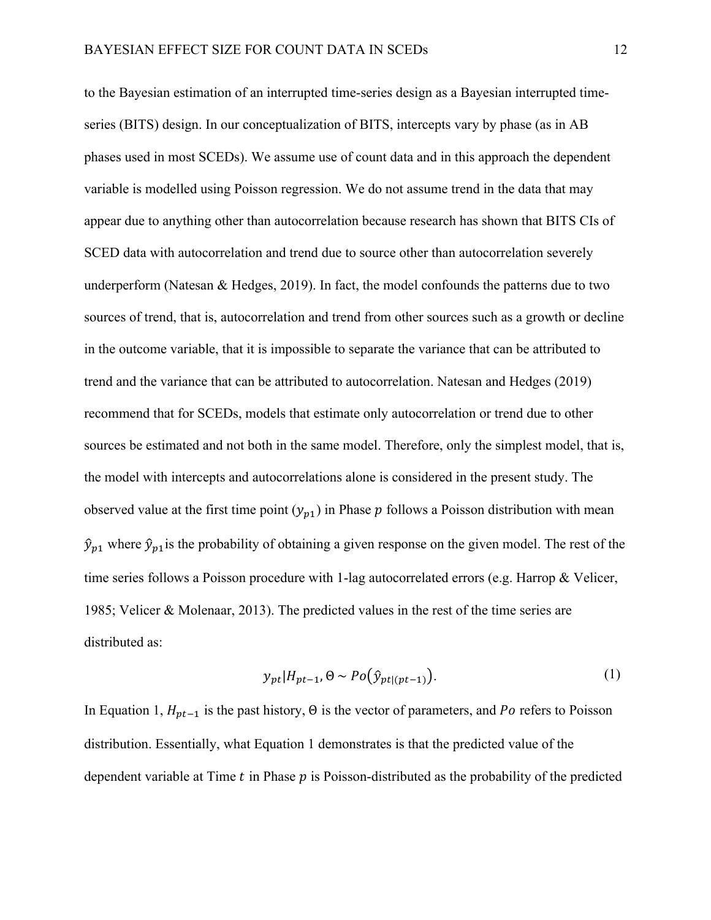to the Bayesian estimation of an interrupted time-series design as a Bayesian interrupted time-series (BITS) design. In our conceptualization of BITS, intercepts vary by phase (as in AB phases used in most SCEDs). We assume use of count data and in this approach the dependent variable is modelled using Poisson regression. We do not assume trend in the data that may appear due to anything other than autocorrelation because research has shown that BITS CIs of SCED data with autocorrelation and trend due to source other than autocorrelation severely underperform (Natesan & Hedges, 2019). In fact, the model confounds the patterns due to two sources of trend, that is, autocorrelation and trend from other sources such as a growth or decline in the outcome variable, that it is impossible to separate the variance that can be attributed to trend and the variance that can be attributed to autocorrelation. Natesan and Hedges (2019) recommend that for SCEDs, models that estimate only autocorrelation or trend due to other sources be estimated and not both in the same model. Therefore, only the simplest model, that is, the model with intercepts and autocorrelations alone is considered in the present study. The observed value at the first time point ($y_{p1}$) in Phase $p$ follows a Poisson distribution with mean $\hat{y}_{p1}$ where $\hat{y}_{p1}$ is the probability of obtaining a given response on the given model. The rest of the time series follows a Poisson procedure with 1-lag autocorrelated errors (e.g. Harrop & Velicer, 1985; Velicer & Molenaar, 2013). The predicted values in the rest of the time series are distributed as:

$$y_{pt}|H_{pt-1}, \Theta \sim Po\left(\hat{y}_{pt|(pt-1)}\right). \tag{1}$$

In Equation 1, $H_{pt-1}$ is the past history, $\Theta$ is the vector of parameters, and $Po$ refers to Poisson distribution. Essentially, what Equation 1 demonstrates is that the predicted value of the dependent variable at Time $t$ in Phase $p$ is Poisson-distributed as the probability of the predicted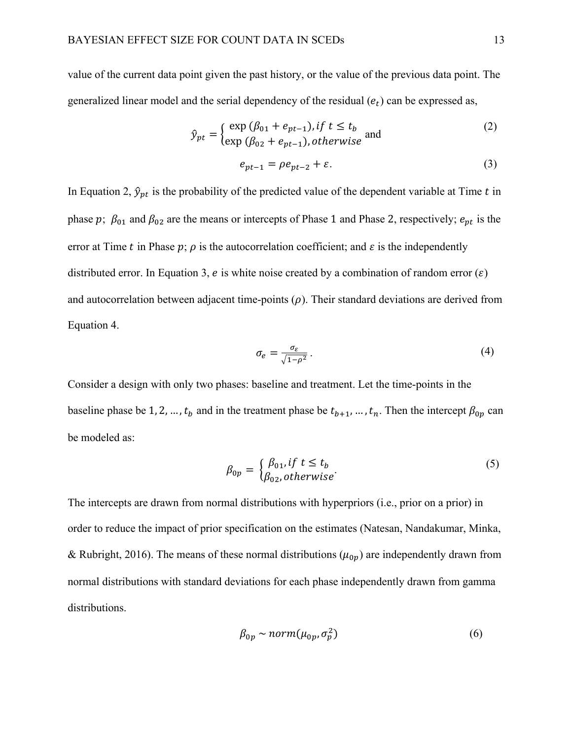value of the current data point given the past history, or the value of the previous data point. The generalized linear model and the serial dependency of the residual ($e_t$) can be expressed as,

$$\hat{y}_{pt} = \begin{cases} \exp(\beta_{01} + e_{pt-1}), if\ t \leq t_b \\ \exp(\beta_{02} + e_{pt-1}), otherwise \end{cases} \text{ and} \tag{2}$$

$$e_{pt-1} = \rho e_{pt-2} + \varepsilon. \tag{3}$$

In Equation 2, $\hat{y}_{pt}$ is the probability of the predicted value of the dependent variable at Time $t$ in phase $p$; $\beta_{01}$ and $\beta_{02}$ are the means or intercepts of Phase 1 and Phase 2, respectively; $e_{pt}$ is the error at Time $t$ in Phase $p$; $\rho$ is the autocorrelation coefficient; and $\varepsilon$ is the independently distributed error. In Equation 3, $e$ is white noise created by a combination of random error ($\varepsilon$) and autocorrelation between adjacent time-points ($\rho$). Their standard deviations are derived from Equation 4.

$$\sigma_e = \frac{\sigma_\varepsilon}{\sqrt{1-\rho^2}}. \tag{4}$$

Consider a design with only two phases: baseline and treatment. Let the time-points in the baseline phase be $1, 2, \ldots, t_b$ and in the treatment phase be $t_{b+1}, \ldots, t_n$. Then the intercept $\beta_{0p}$ can be modeled as:

$$\beta_{0p} = \begin{cases} \beta_{01}, if\ t \leq t_b \\ \beta_{02}, otherwise \end{cases}. \tag{5}$$

The intercepts are drawn from normal distributions with hyperpriors (i.e., prior on a prior) in order to reduce the impact of prior specification on the estimates (Natesan, Nandakumar, Minka, & Rubright, 2016). The means of these normal distributions ($\mu_{0p}$) are independently drawn from normal distributions with standard deviations for each phase independently drawn from gamma distributions.

$$\beta_{0p} \sim norm(\mu_{0p}, \sigma_p^2) \tag{6}$$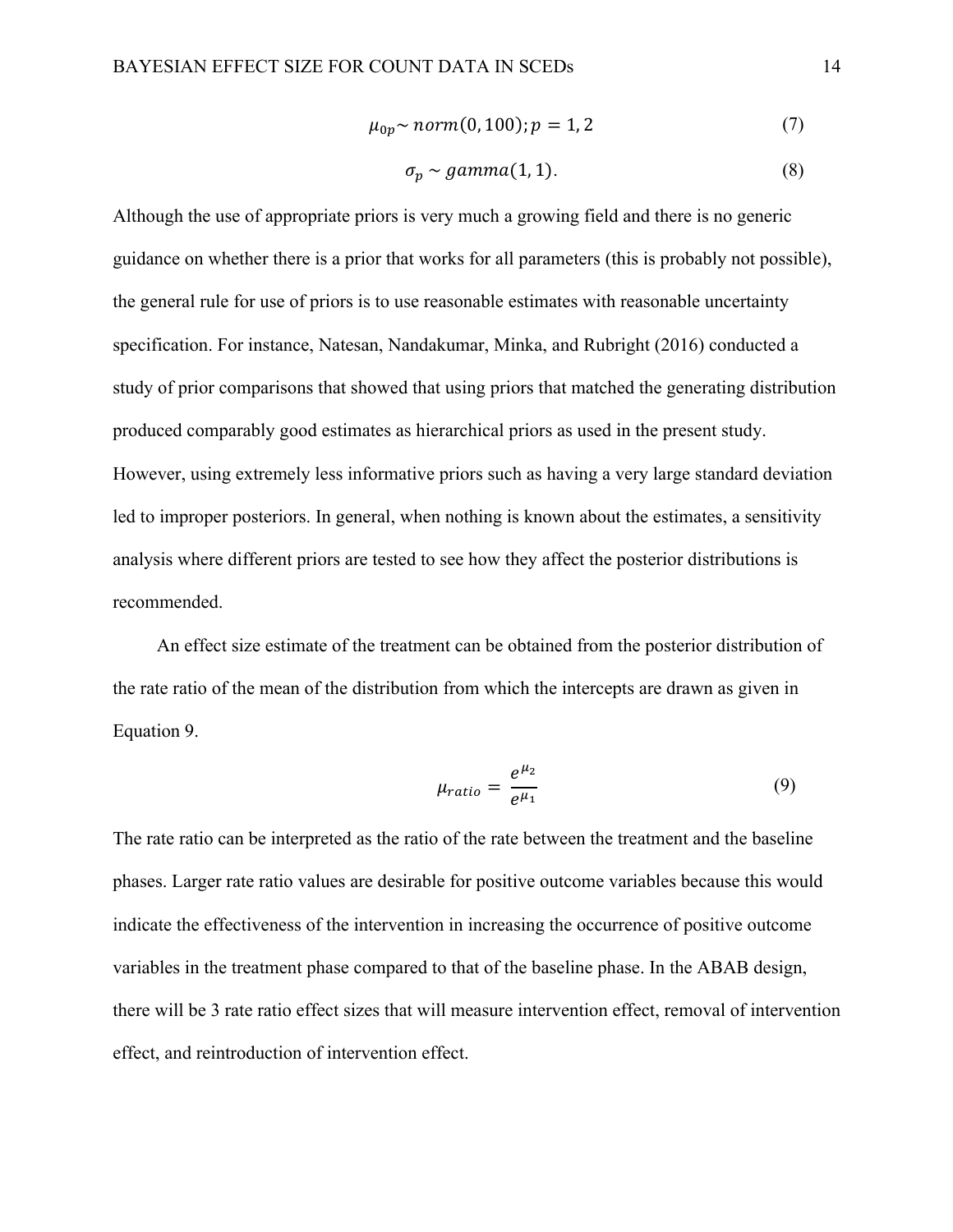$$\mu_{0p} \sim norm(0, 100); p = 1, 2 \tag{7}$$

$$\sigma_p \sim gamma(1, 1). \tag{8}$$

Although the use of appropriate priors is very much a growing field and there is no generic guidance on whether there is a prior that works for all parameters (this is probably not possible), the general rule for use of priors is to use reasonable estimates with reasonable uncertainty specification. For instance, Natesan, Nandakumar, Minka, and Rubright (2016) conducted a study of prior comparisons that showed that using priors that matched the generating distribution produced comparably good estimates as hierarchical priors as used in the present study. However, using extremely less informative priors such as having a very large standard deviation led to improper posteriors. In general, when nothing is known about the estimates, a sensitivity analysis where different priors are tested to see how they affect the posterior distributions is recommended.

An effect size estimate of the treatment can be obtained from the posterior distribution of the rate ratio of the mean of the distribution from which the intercepts are drawn as given in Equation 9.

$$\mu_{ratio} = \frac{e^{\mu_2}}{e^{\mu_1}} \tag{9}$$

The rate ratio can be interpreted as the ratio of the rate between the treatment and the baseline phases. Larger rate ratio values are desirable for positive outcome variables because this would indicate the effectiveness of the intervention in increasing the occurrence of positive outcome variables in the treatment phase compared to that of the baseline phase. In the ABAB design, there will be 3 rate ratio effect sizes that will measure intervention effect, removal of intervention effect, and reintroduction of intervention effect.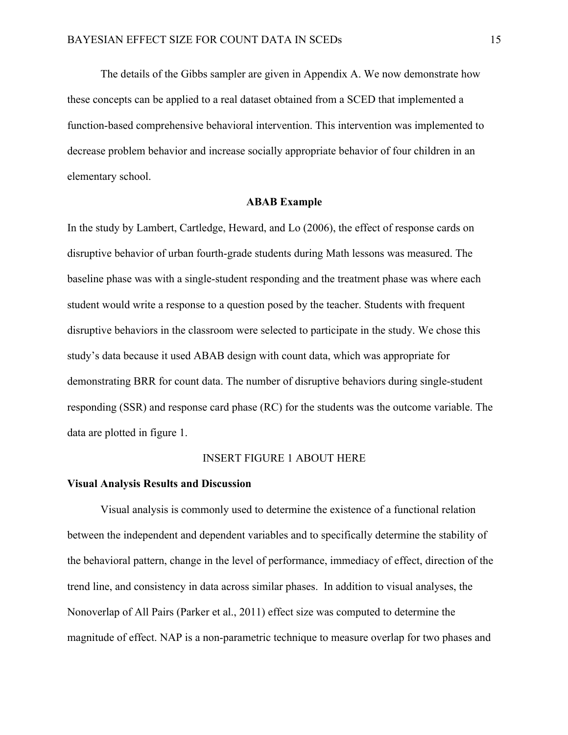The details of the Gibbs sampler are given in Appendix A. We now demonstrate how these concepts can be applied to a real dataset obtained from a SCED that implemented a function-based comprehensive behavioral intervention. This intervention was implemented to decrease problem behavior and increase socially appropriate behavior of four children in an elementary school.

## ABAB Example

In the study by Lambert, Cartledge, Heward, and Lo (2006), the effect of response cards on disruptive behavior of urban fourth-grade students during Math lessons was measured. The baseline phase was with a single-student responding and the treatment phase was where each student would write a response to a question posed by the teacher. Students with frequent disruptive behaviors in the classroom were selected to participate in the study. We chose this study's data because it used ABAB design with count data, which was appropriate for demonstrating BRR for count data. The number of disruptive behaviors during single-student responding (SSR) and response card phase (RC) for the students was the outcome variable. The data are plotted in figure 1.

INSERT FIGURE 1 ABOUT HERE

### Visual Analysis Results and Discussion

Visual analysis is commonly used to determine the existence of a functional relation between the independent and dependent variables and to specifically determine the stability of the behavioral pattern, change in the level of performance, immediacy of effect, direction of the trend line, and consistency in data across similar phases. In addition to visual analyses, the Nonoverlap of All Pairs (Parker et al., 2011) effect size was computed to determine the magnitude of effect. NAP is a non-parametric technique to measure overlap for two phases and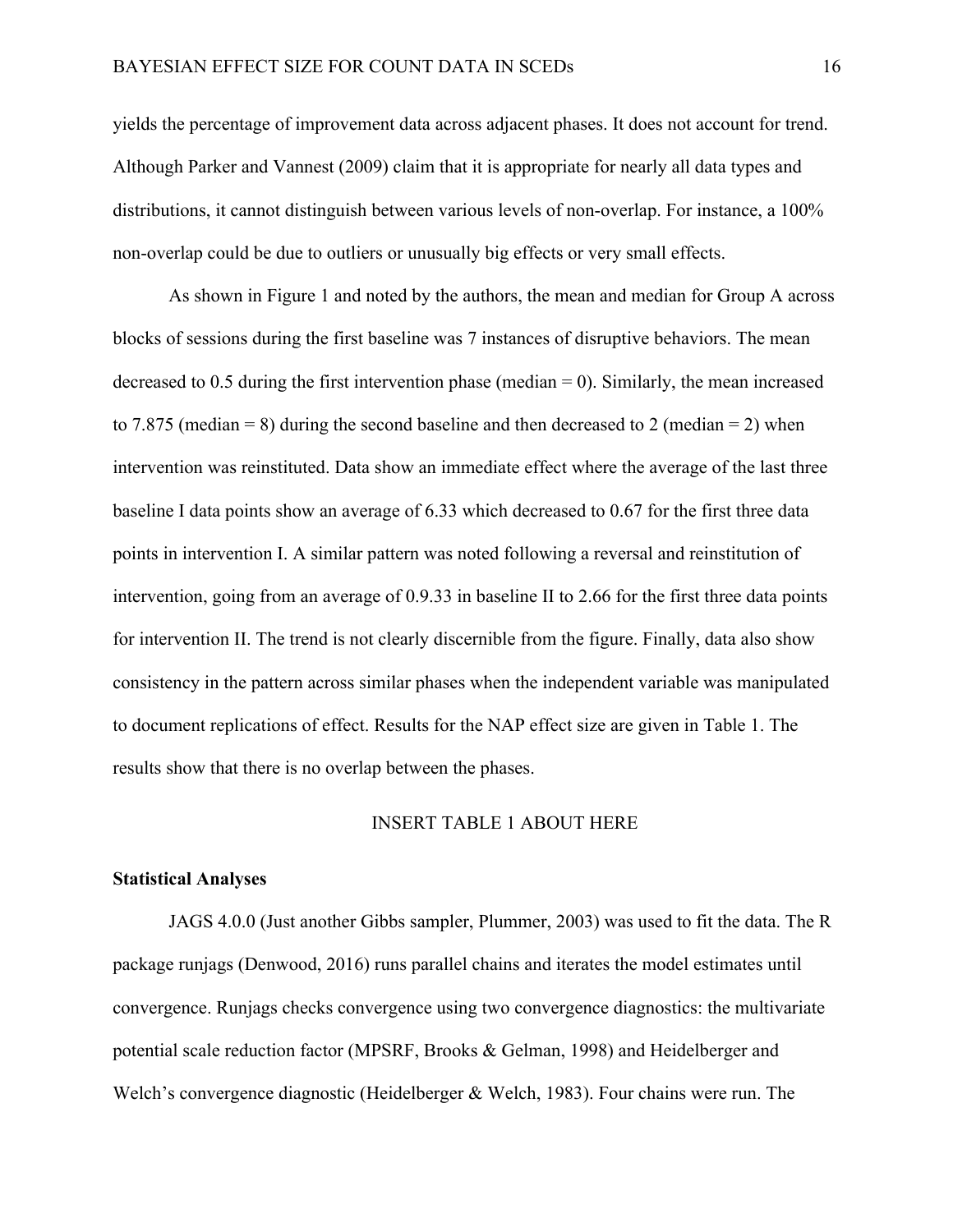yields the percentage of improvement data across adjacent phases. It does not account for trend. Although Parker and Vannest (2009) claim that it is appropriate for nearly all data types and distributions, it cannot distinguish between various levels of non-overlap. For instance, a 100% non-overlap could be due to outliers or unusually big effects or very small effects.

As shown in Figure 1 and noted by the authors, the mean and median for Group A across blocks of sessions during the first baseline was 7 instances of disruptive behaviors. The mean decreased to 0.5 during the first intervention phase (median = 0). Similarly, the mean increased to 7.875 (median = 8) during the second baseline and then decreased to 2 (median = 2) when intervention was reinstituted. Data show an immediate effect where the average of the last three baseline I data points show an average of 6.33 which decreased to 0.67 for the first three data points in intervention I. A similar pattern was noted following a reversal and reinstitution of intervention, going from an average of 0.9.33 in baseline II to 2.66 for the first three data points for intervention II. The trend is not clearly discernible from the figure. Finally, data also show consistency in the pattern across similar phases when the independent variable was manipulated to document replications of effect. Results for the NAP effect size are given in Table 1. The results show that there is no overlap between the phases.

INSERT TABLE 1 ABOUT HERE

**Statistical Analyses**

JAGS 4.0.0 (Just another Gibbs sampler, Plummer, 2003) was used to fit the data. The R package runjags (Denwood, 2016) runs parallel chains and iterates the model estimates until convergence. Runjags checks convergence using two convergence diagnostics: the multivariate potential scale reduction factor (MPSRF, Brooks & Gelman, 1998) and Heidelberger and Welch's convergence diagnostic (Heidelberger & Welch, 1983). Four chains were run. The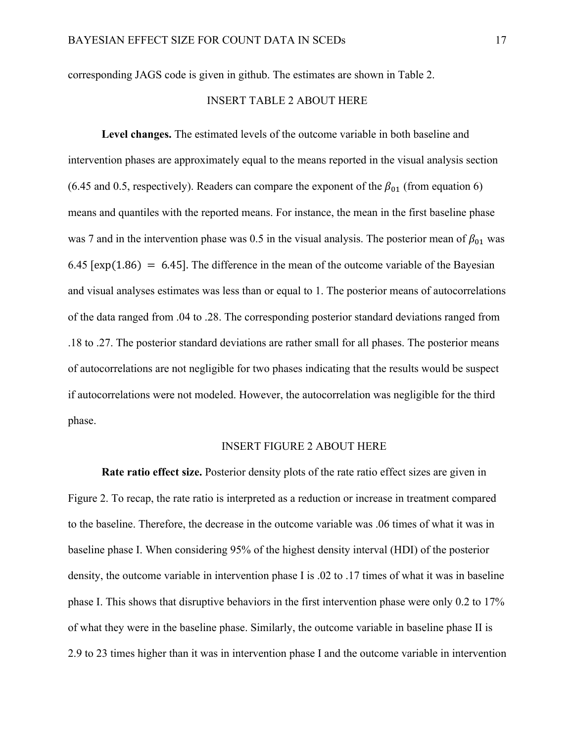corresponding JAGS code is given in github. The estimates are shown in Table 2.

INSERT TABLE 2 ABOUT HERE

**Level changes.** The estimated levels of the outcome variable in both baseline and intervention phases are approximately equal to the means reported in the visual analysis section (6.45 and 0.5, respectively). Readers can compare the exponent of the $\beta_{01}$ (from equation 6) means and quantiles with the reported means. For instance, the mean in the first baseline phase was 7 and in the intervention phase was 0.5 in the visual analysis. The posterior mean of $\beta_{01}$ was 6.45 [$\exp(1.86) = 6.45$]. The difference in the mean of the outcome variable of the Bayesian and visual analyses estimates was less than or equal to 1. The posterior means of autocorrelations of the data ranged from .04 to .28. The corresponding posterior standard deviations ranged from .18 to .27. The posterior standard deviations are rather small for all phases. The posterior means of autocorrelations are not negligible for two phases indicating that the results would be suspect if autocorrelations were not modeled. However, the autocorrelation was negligible for the third phase.

INSERT FIGURE 2 ABOUT HERE

**Rate ratio effect size.** Posterior density plots of the rate ratio effect sizes are given in Figure 2. To recap, the rate ratio is interpreted as a reduction or increase in treatment compared to the baseline. Therefore, the decrease in the outcome variable was .06 times of what it was in baseline phase I. When considering 95% of the highest density interval (HDI) of the posterior density, the outcome variable in intervention phase I is .02 to .17 times of what it was in baseline phase I. This shows that disruptive behaviors in the first intervention phase were only 0.2 to 17% of what they were in the baseline phase. Similarly, the outcome variable in baseline phase II is 2.9 to 23 times higher than it was in intervention phase I and the outcome variable in intervention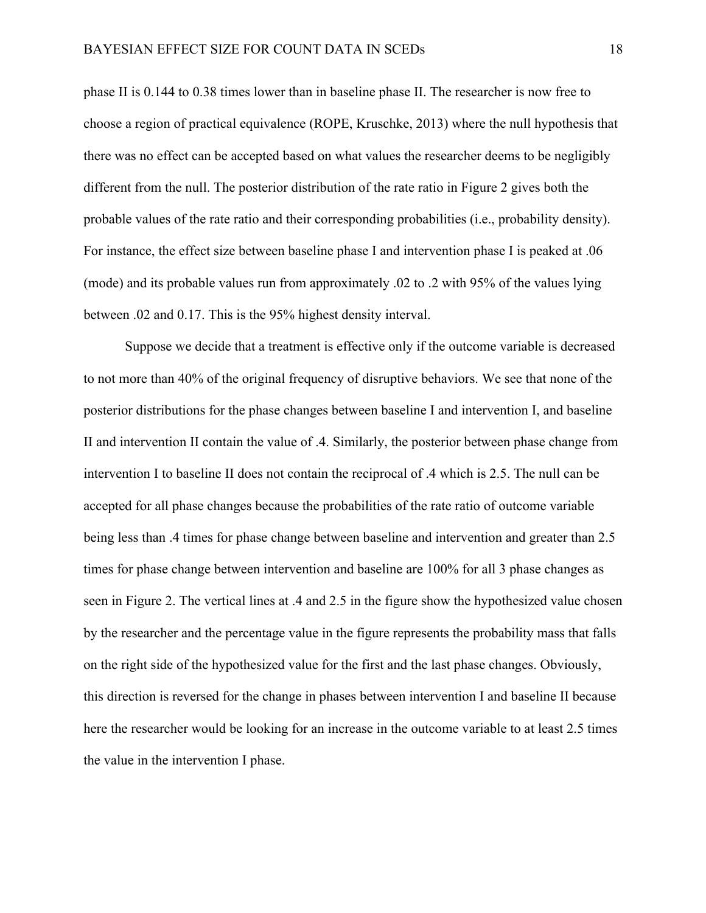phase II is 0.144 to 0.38 times lower than in baseline phase II. The researcher is now free to choose a region of practical equivalence (ROPE, Kruschke, 2013) where the null hypothesis that there was no effect can be accepted based on what values the researcher deems to be negligibly different from the null. The posterior distribution of the rate ratio in Figure 2 gives both the probable values of the rate ratio and their corresponding probabilities (i.e., probability density). For instance, the effect size between baseline phase I and intervention phase I is peaked at .06 (mode) and its probable values run from approximately .02 to .2 with 95% of the values lying between .02 and 0.17. This is the 95% highest density interval.

Suppose we decide that a treatment is effective only if the outcome variable is decreased to not more than 40% of the original frequency of disruptive behaviors. We see that none of the posterior distributions for the phase changes between baseline I and intervention I, and baseline II and intervention II contain the value of .4. Similarly, the posterior between phase change from intervention I to baseline II does not contain the reciprocal of .4 which is 2.5. The null can be accepted for all phase changes because the probabilities of the rate ratio of outcome variable being less than .4 times for phase change between baseline and intervention and greater than 2.5 times for phase change between intervention and baseline are 100% for all 3 phase changes as seen in Figure 2. The vertical lines at .4 and 2.5 in the figure show the hypothesized value chosen by the researcher and the percentage value in the figure represents the probability mass that falls on the right side of the hypothesized value for the first and the last phase changes. Obviously, this direction is reversed for the change in phases between intervention I and baseline II because here the researcher would be looking for an increase in the outcome variable to at least 2.5 times the value in the intervention I phase.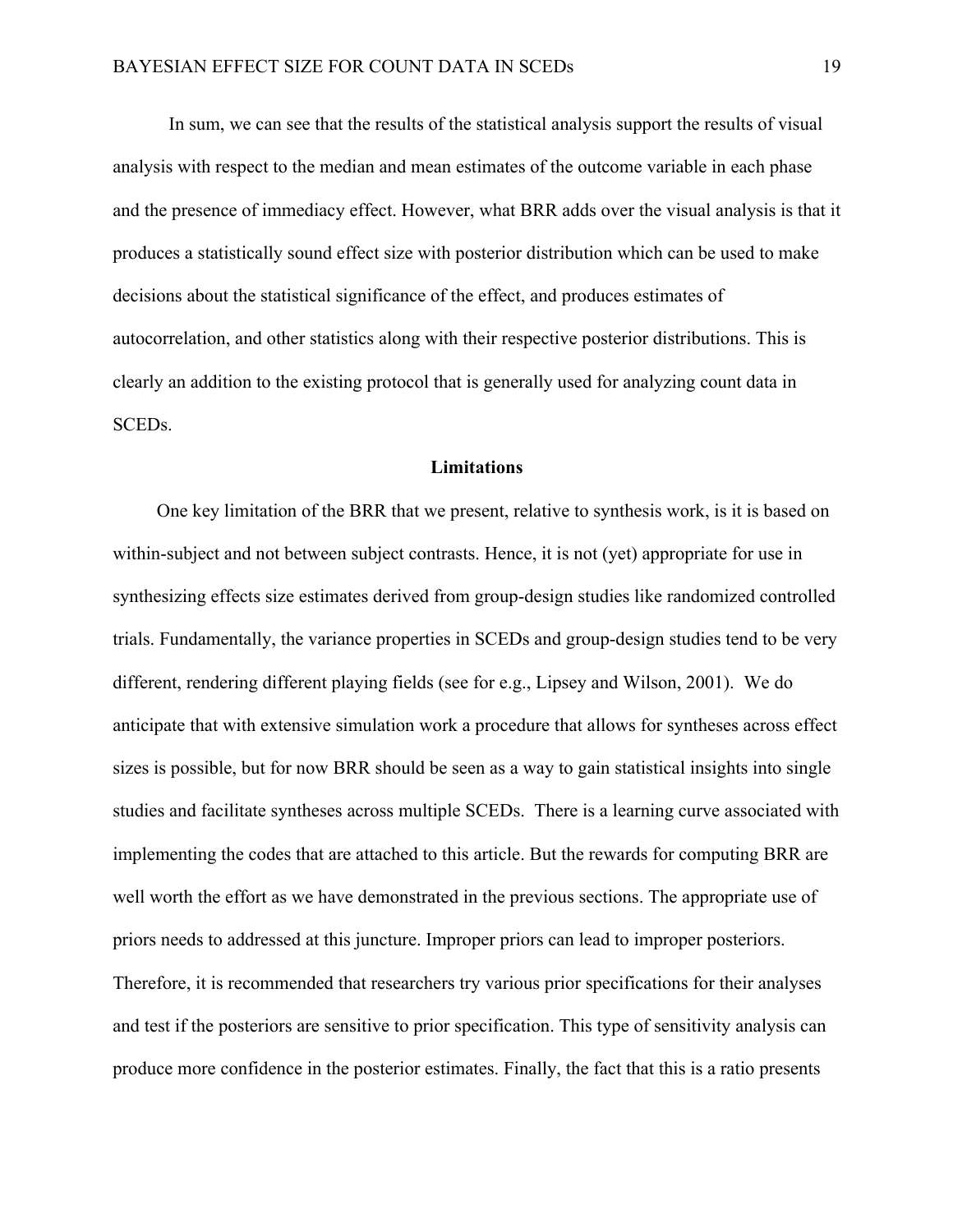In sum, we can see that the results of the statistical analysis support the results of visual analysis with respect to the median and mean estimates of the outcome variable in each phase and the presence of immediacy effect. However, what BRR adds over the visual analysis is that it produces a statistically sound effect size with posterior distribution which can be used to make decisions about the statistical significance of the effect, and produces estimates of autocorrelation, and other statistics along with their respective posterior distributions. This is clearly an addition to the existing protocol that is generally used for analyzing count data in SCEDs.

## Limitations

One key limitation of the BRR that we present, relative to synthesis work, is it is based on within-subject and not between subject contrasts. Hence, it is not (yet) appropriate for use in synthesizing effects size estimates derived from group-design studies like randomized controlled trials. Fundamentally, the variance properties in SCEDs and group-design studies tend to be very different, rendering different playing fields (see for e.g., Lipsey and Wilson, 2001). We do anticipate that with extensive simulation work a procedure that allows for syntheses across effect sizes is possible, but for now BRR should be seen as a way to gain statistical insights into single studies and facilitate syntheses across multiple SCEDs. There is a learning curve associated with implementing the codes that are attached to this article. But the rewards for computing BRR are well worth the effort as we have demonstrated in the previous sections. The appropriate use of priors needs to addressed at this juncture. Improper priors can lead to improper posteriors. Therefore, it is recommended that researchers try various prior specifications for their analyses and test if the posteriors are sensitive to prior specification. This type of sensitivity analysis can produce more confidence in the posterior estimates. Finally, the fact that this is a ratio presents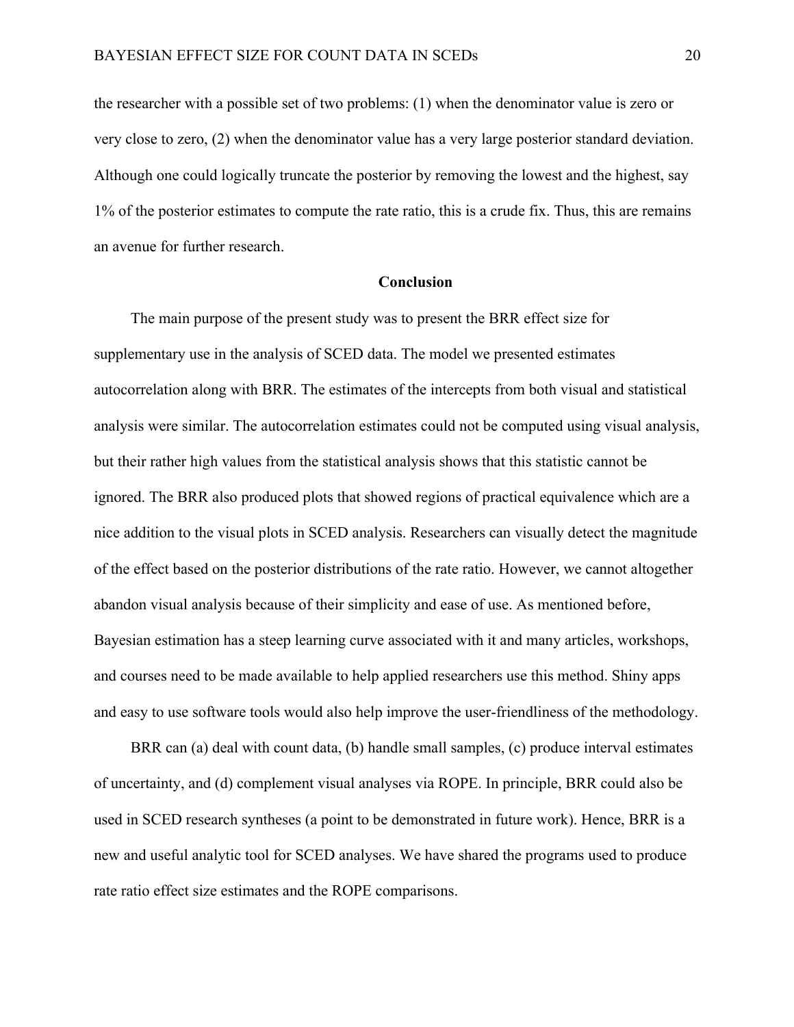the researcher with a possible set of two problems: (1) when the denominator value is zero or very close to zero, (2) when the denominator value has a very large posterior standard deviation. Although one could logically truncate the posterior by removing the lowest and the highest, say 1% of the posterior estimates to compute the rate ratio, this is a crude fix. Thus, this are remains an avenue for further research.

## Conclusion

The main purpose of the present study was to present the BRR effect size for supplementary use in the analysis of SCED data. The model we presented estimates autocorrelation along with BRR. The estimates of the intercepts from both visual and statistical analysis were similar. The autocorrelation estimates could not be computed using visual analysis, but their rather high values from the statistical analysis shows that this statistic cannot be ignored. The BRR also produced plots that showed regions of practical equivalence which are a nice addition to the visual plots in SCED analysis. Researchers can visually detect the magnitude of the effect based on the posterior distributions of the rate ratio. However, we cannot altogether abandon visual analysis because of their simplicity and ease of use. As mentioned before, Bayesian estimation has a steep learning curve associated with it and many articles, workshops, and courses need to be made available to help applied researchers use this method. Shiny apps and easy to use software tools would also help improve the user-friendliness of the methodology.

BRR can (a) deal with count data, (b) handle small samples, (c) produce interval estimates of uncertainty, and (d) complement visual analyses via ROPE. In principle, BRR could also be used in SCED research syntheses (a point to be demonstrated in future work). Hence, BRR is a new and useful analytic tool for SCED analyses. We have shared the programs used to produce rate ratio effect size estimates and the ROPE comparisons.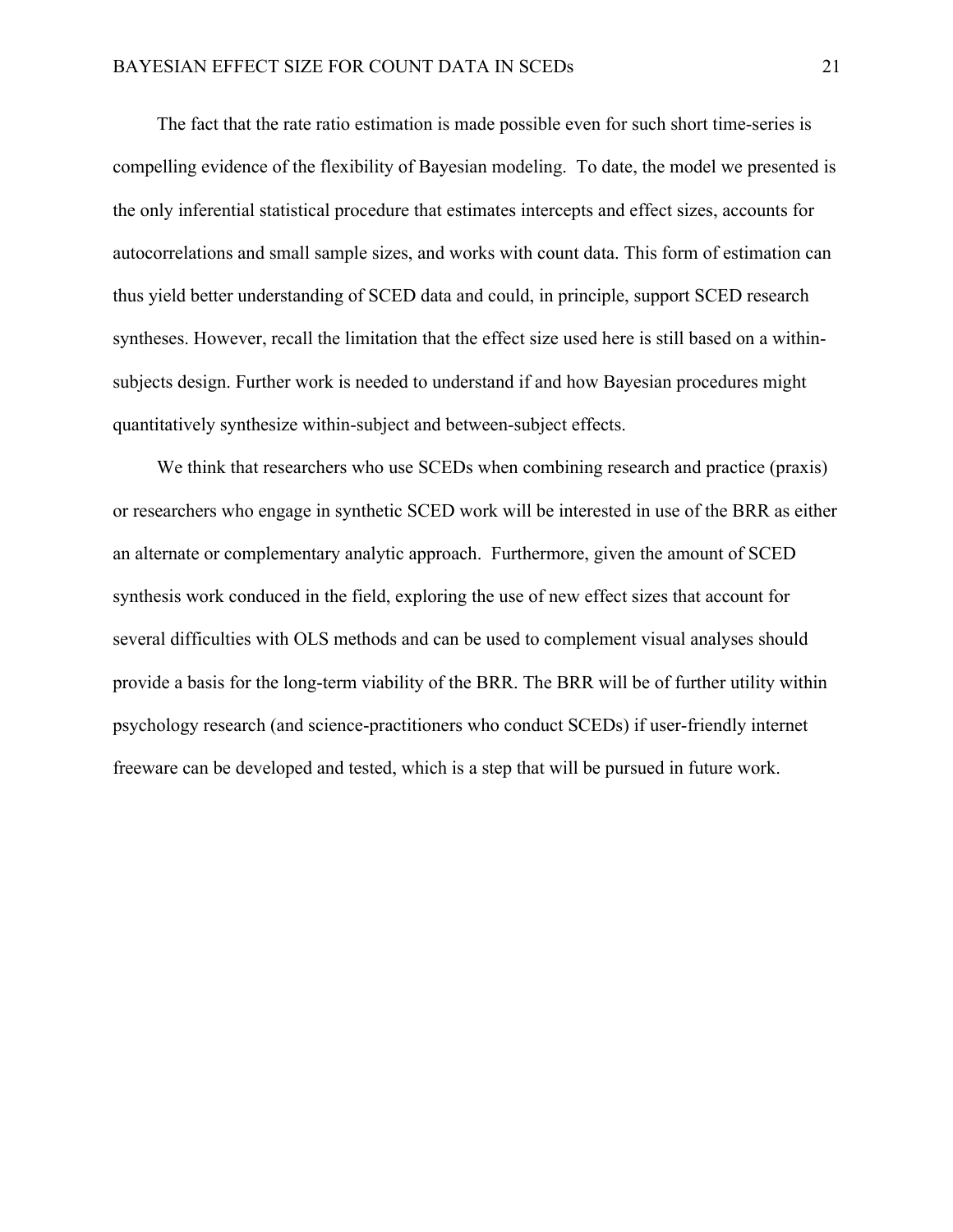The fact that the rate ratio estimation is made possible even for such short time-series is compelling evidence of the flexibility of Bayesian modeling. To date, the model we presented is the only inferential statistical procedure that estimates intercepts and effect sizes, accounts for autocorrelations and small sample sizes, and works with count data. This form of estimation can thus yield better understanding of SCED data and could, in principle, support SCED research syntheses. However, recall the limitation that the effect size used here is still based on a within-subjects design. Further work is needed to understand if and how Bayesian procedures might quantitatively synthesize within-subject and between-subject effects.

We think that researchers who use SCEDs when combining research and practice (praxis) or researchers who engage in synthetic SCED work will be interested in use of the BRR as either an alternate or complementary analytic approach. Furthermore, given the amount of SCED synthesis work conduced in the field, exploring the use of new effect sizes that account for several difficulties with OLS methods and can be used to complement visual analyses should provide a basis for the long-term viability of the BRR. The BRR will be of further utility within psychology research (and science-practitioners who conduct SCEDs) if user-friendly internet freeware can be developed and tested, which is a step that will be pursued in future work.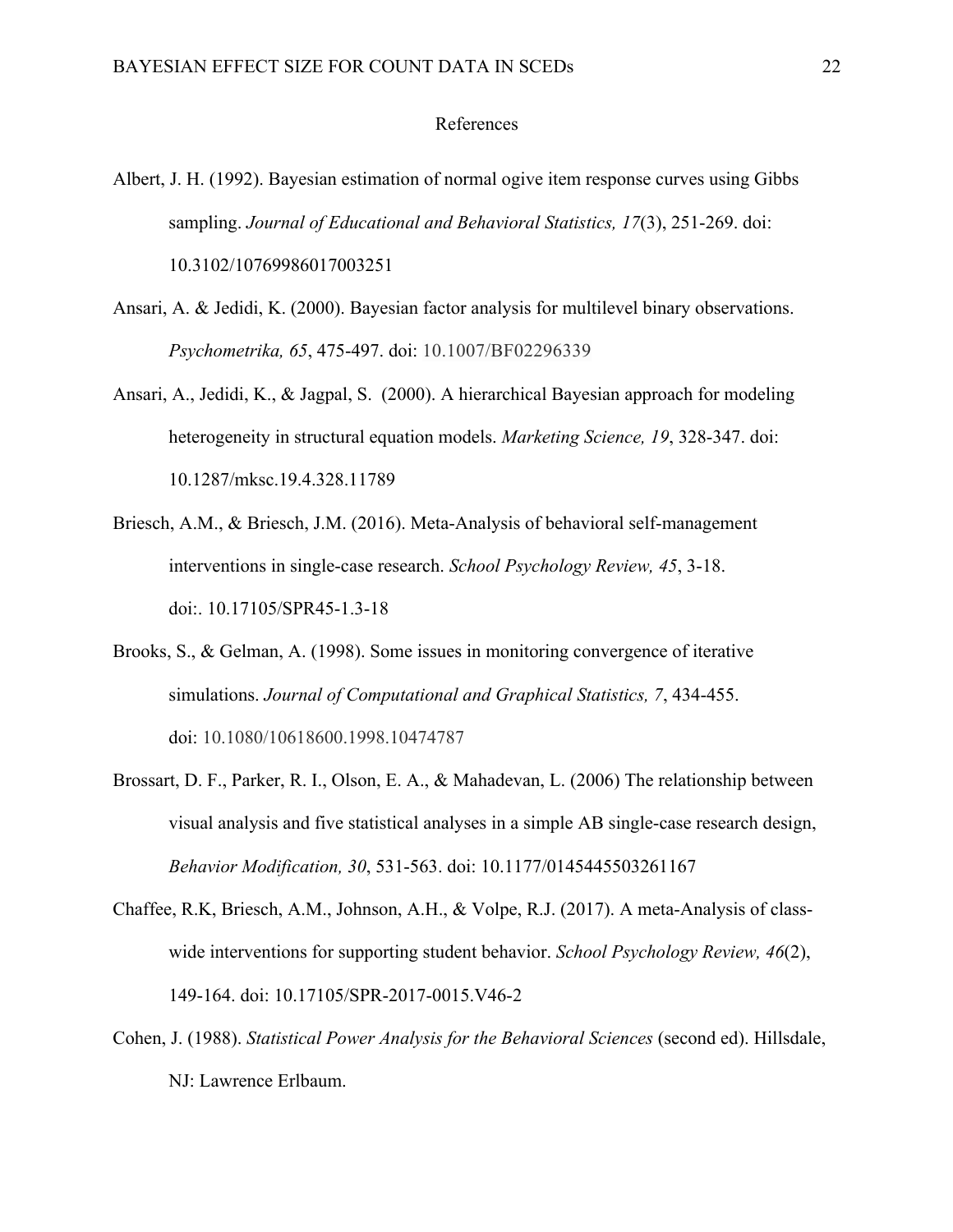# References

Albert, J. H. (1992). Bayesian estimation of normal ogive item response curves using Gibbs sampling. *Journal of Educational and Behavioral Statistics, 17*(3), 251-269. doi: 10.3102/10769986017003251

Ansari, A. & Jedidi, K. (2000). Bayesian factor analysis for multilevel binary observations. *Psychometrika, 65*, 475-497. doi: 10.1007/BF02296339

Ansari, A., Jedidi, K., & Jagpal, S. (2000). A hierarchical Bayesian approach for modeling heterogeneity in structural equation models. *Marketing Science, 19*, 328-347. doi: 10.1287/mksc.19.4.328.11789

Briesch, A.M., & Briesch, J.M. (2016). Meta-Analysis of behavioral self-management interventions in single-case research. *School Psychology Review, 45*, 3-18. doi:. 10.17105/SPR45-1.3-18

Brooks, S., & Gelman, A. (1998). Some issues in monitoring convergence of iterative simulations. *Journal of Computational and Graphical Statistics, 7*, 434-455. doi: 10.1080/10618600.1998.10474787

Brossart, D. F., Parker, R. I., Olson, E. A., & Mahadevan, L. (2006) The relationship between visual analysis and five statistical analyses in a simple AB single-case research design, *Behavior Modification, 30*, 531-563. doi: 10.1177/0145445503261167

Chaffee, R.K, Briesch, A.M., Johnson, A.H., & Volpe, R.J. (2017). A meta-Analysis of class-wide interventions for supporting student behavior. *School Psychology Review, 46*(2), 149-164. doi: 10.17105/SPR-2017-0015.V46-2

Cohen, J. (1988). *Statistical Power Analysis for the Behavioral Sciences* (second ed). Hillsdale, NJ: Lawrence Erlbaum.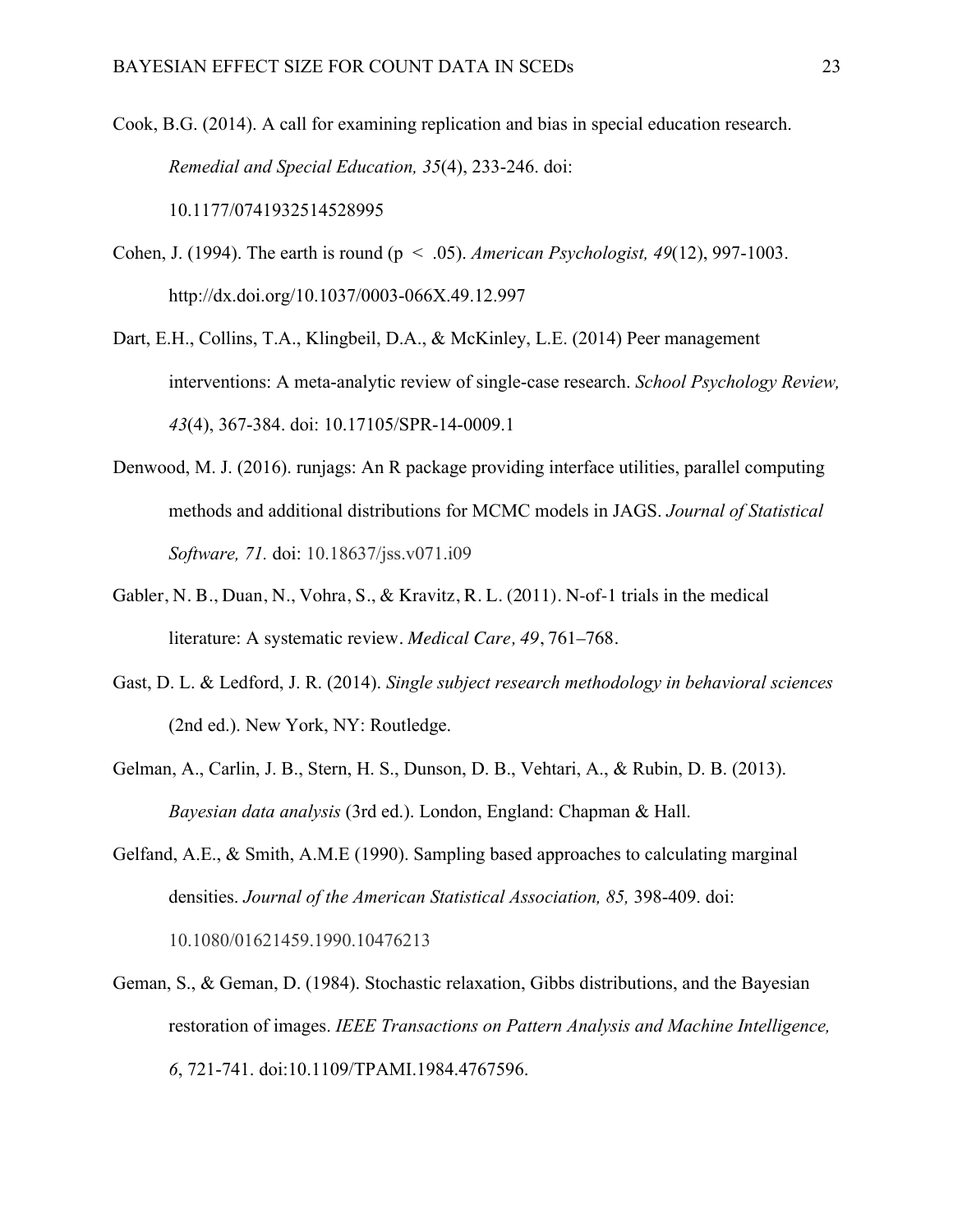Cook, B.G. (2014). A call for examining replication and bias in special education research. *Remedial and Special Education, 35*(4), 233-246. doi: 10.1177/0741932514528995

Cohen, J. (1994). The earth is round (p < .05). *American Psychologist, 49*(12), 997-1003. http://dx.doi.org/10.1037/0003-066X.49.12.997

Dart, E.H., Collins, T.A., Klingbeil, D.A., & McKinley, L.E. (2014) Peer management interventions: A meta-analytic review of single-case research. *School Psychology Review, 43*(4), 367-384. doi: 10.17105/SPR-14-0009.1

Denwood, M. J. (2016). runjags: An R package providing interface utilities, parallel computing methods and additional distributions for MCMC models in JAGS. *Journal of Statistical Software, 71.* doi: 10.18637/jss.v071.i09

Gabler, N. B., Duan, N., Vohra, S., & Kravitz, R. L. (2011). N-of-1 trials in the medical literature: A systematic review. *Medical Care, 49*, 761–768.

Gast, D. L. & Ledford, J. R. (2014). *Single subject research methodology in behavioral sciences* (2nd ed.). New York, NY: Routledge.

Gelman, A., Carlin, J. B., Stern, H. S., Dunson, D. B., Vehtari, A., & Rubin, D. B. (2013). *Bayesian data analysis* (3rd ed.). London, England: Chapman & Hall.

Gelfand, A.E., & Smith, A.M.E (1990). Sampling based approaches to calculating marginal densities. *Journal of the American Statistical Association, 85,* 398-409. doi: 10.1080/01621459.1990.10476213

Geman, S., & Geman, D. (1984). Stochastic relaxation, Gibbs distributions, and the Bayesian restoration of images. *IEEE Transactions on Pattern Analysis and Machine Intelligence, 6*, 721-741. doi:10.1109/TPAMI.1984.4767596.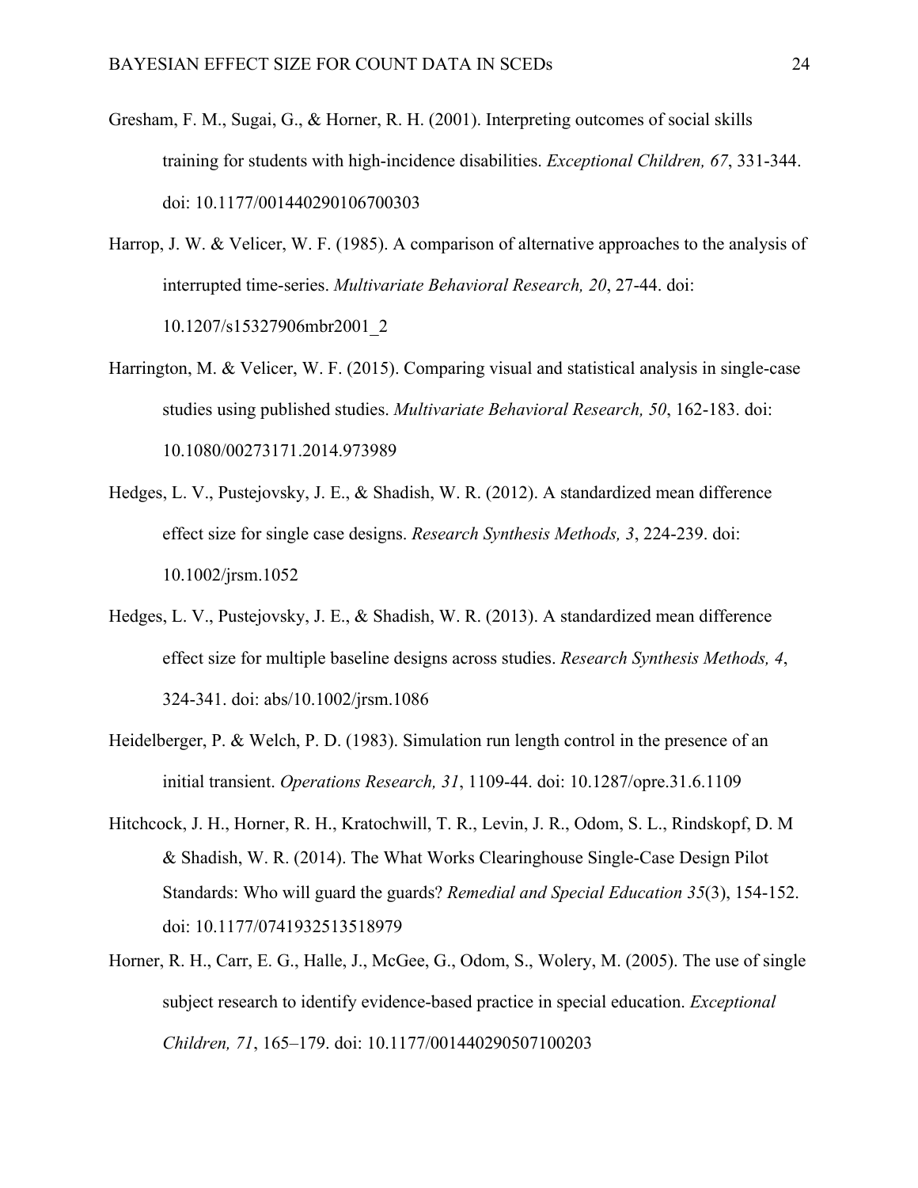Gresham, F. M., Sugai, G., & Horner, R. H. (2001). Interpreting outcomes of social skills training for students with high-incidence disabilities. *Exceptional Children, 67*, 331-344. doi: 10.1177/001440290106700303

Harrop, J. W. & Velicer, W. F. (1985). A comparison of alternative approaches to the analysis of interrupted time-series. *Multivariate Behavioral Research, 20*, 27-44. doi: 10.1207/s15327906mbr2001_2

Harrington, M. & Velicer, W. F. (2015). Comparing visual and statistical analysis in single-case studies using published studies. *Multivariate Behavioral Research, 50*, 162-183. doi: 10.1080/00273171.2014.973989

Hedges, L. V., Pustejovsky, J. E., & Shadish, W. R. (2012). A standardized mean difference effect size for single case designs. *Research Synthesis Methods, 3*, 224-239. doi: 10.1002/jrsm.1052

Hedges, L. V., Pustejovsky, J. E., & Shadish, W. R. (2013). A standardized mean difference effect size for multiple baseline designs across studies. *Research Synthesis Methods, 4*, 324-341. doi: abs/10.1002/jrsm.1086

Heidelberger, P. & Welch, P. D. (1983). Simulation run length control in the presence of an initial transient. *Operations Research, 31*, 1109-44. doi: 10.1287/opre.31.6.1109

Hitchcock, J. H., Horner, R. H., Kratochwill, T. R., Levin, J. R., Odom, S. L., Rindskopf, D. M & Shadish, W. R. (2014). The What Works Clearinghouse Single-Case Design Pilot Standards: Who will guard the guards? *Remedial and Special Education 35*(3), 154-152. doi: 10.1177/0741932513518979

Horner, R. H., Carr, E. G., Halle, J., McGee, G., Odom, S., Wolery, M. (2005). The use of single subject research to identify evidence-based practice in special education. *Exceptional Children, 71*, 165–179. doi: 10.1177/001440290507100203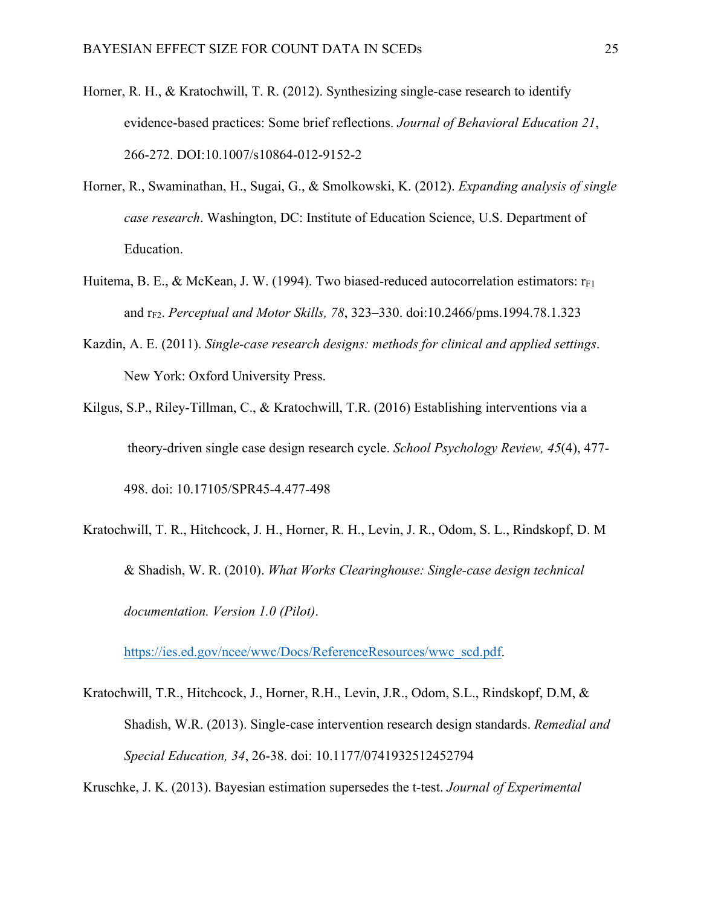Horner, R. H., & Kratochwill, T. R. (2012). Synthesizing single-case research to identify evidence-based practices: Some brief reflections. *Journal of Behavioral Education 21*, 266-272. DOI:10.1007/s10864-012-9152-2

Horner, R., Swaminathan, H., Sugai, G., & Smolkowski, K. (2012). *Expanding analysis of single case research*. Washington, DC: Institute of Education Science, U.S. Department of Education.

Huitema, B. E., & McKean, J. W. (1994). Two biased-reduced autocorrelation estimators: $r_{F1}$ and $r_{F2}$. *Perceptual and Motor Skills, 78*, 323–330. doi:10.2466/pms.1994.78.1.323

Kazdin, A. E. (2011). *Single-case research designs: methods for clinical and applied settings*. New York: Oxford University Press.

Kilgus, S.P., Riley-Tillman, C., & Kratochwill, T.R. (2016) Establishing interventions via a theory-driven single case design research cycle. *School Psychology Review, 45*(4), 477-498. doi: 10.17105/SPR45-4.477-498

Kratochwill, T. R., Hitchcock, J. H., Horner, R. H., Levin, J. R., Odom, S. L., Rindskopf, D. M & Shadish, W. R. (2010). *What Works Clearinghouse: Single-case design technical documentation. Version 1.0 (Pilot)*. https://ies.ed.gov/ncee/wwc/Docs/ReferenceResources/wwc_scd.pdf.

Kratochwill, T.R., Hitchcock, J., Horner, R.H., Levin, J.R., Odom, S.L., Rindskopf, D.M, & Shadish, W.R. (2013). Single-case intervention research design standards. *Remedial and Special Education, 34*, 26-38. doi: 10.1177/0741932512452794

Kruschke, J. K. (2013). Bayesian estimation supersedes the t-test. *Journal of Experimental*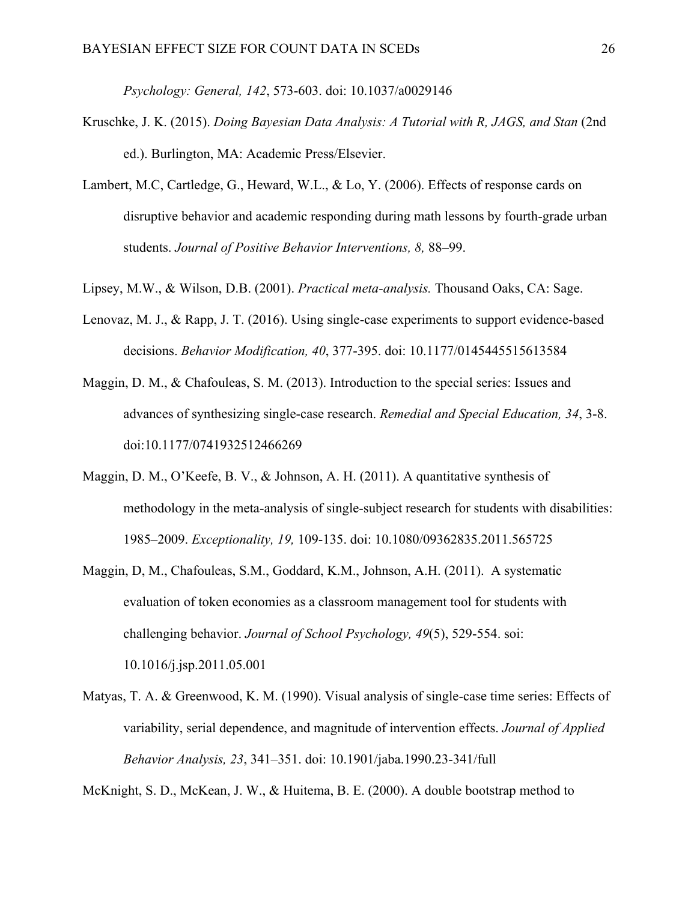*Psychology: General, 142*, 573-603. doi: 10.1037/a0029146

Kruschke, J. K. (2015). *Doing Bayesian Data Analysis: A Tutorial with R, JAGS, and Stan* (2nd ed.). Burlington, MA: Academic Press/Elsevier.

Lambert, M.C, Cartledge, G., Heward, W.L., & Lo, Y. (2006). Effects of response cards on disruptive behavior and academic responding during math lessons by fourth-grade urban students. *Journal of Positive Behavior Interventions, 8,* 88–99.

Lipsey, M.W., & Wilson, D.B. (2001). *Practical meta-analysis.* Thousand Oaks, CA: Sage.

Lenovaz, M. J., & Rapp, J. T. (2016). Using single-case experiments to support evidence-based decisions. *Behavior Modification, 40*, 377-395. doi: 10.1177/0145445515613584

Maggin, D. M., & Chafouleas, S. M. (2013). Introduction to the special series: Issues and advances of synthesizing single-case research. *Remedial and Special Education, 34*, 3-8. doi:10.1177/0741932512466269

Maggin, D. M., O'Keefe, B. V., & Johnson, A. H. (2011). A quantitative synthesis of methodology in the meta-analysis of single-subject research for students with disabilities: 1985–2009. *Exceptionality, 19,* 109-135. doi: 10.1080/09362835.2011.565725

Maggin, D, M., Chafouleas, S.M., Goddard, K.M., Johnson, A.H. (2011). A systematic evaluation of token economies as a classroom management tool for students with challenging behavior. *Journal of School Psychology, 49*(5), 529-554. soi: 10.1016/j.jsp.2011.05.001

Matyas, T. A. & Greenwood, K. M. (1990). Visual analysis of single-case time series: Effects of variability, serial dependence, and magnitude of intervention effects. *Journal of Applied Behavior Analysis, 23*, 341–351. doi: 10.1901/jaba.1990.23-341/full

McKnight, S. D., McKean, J. W., & Huitema, B. E. (2000). A double bootstrap method to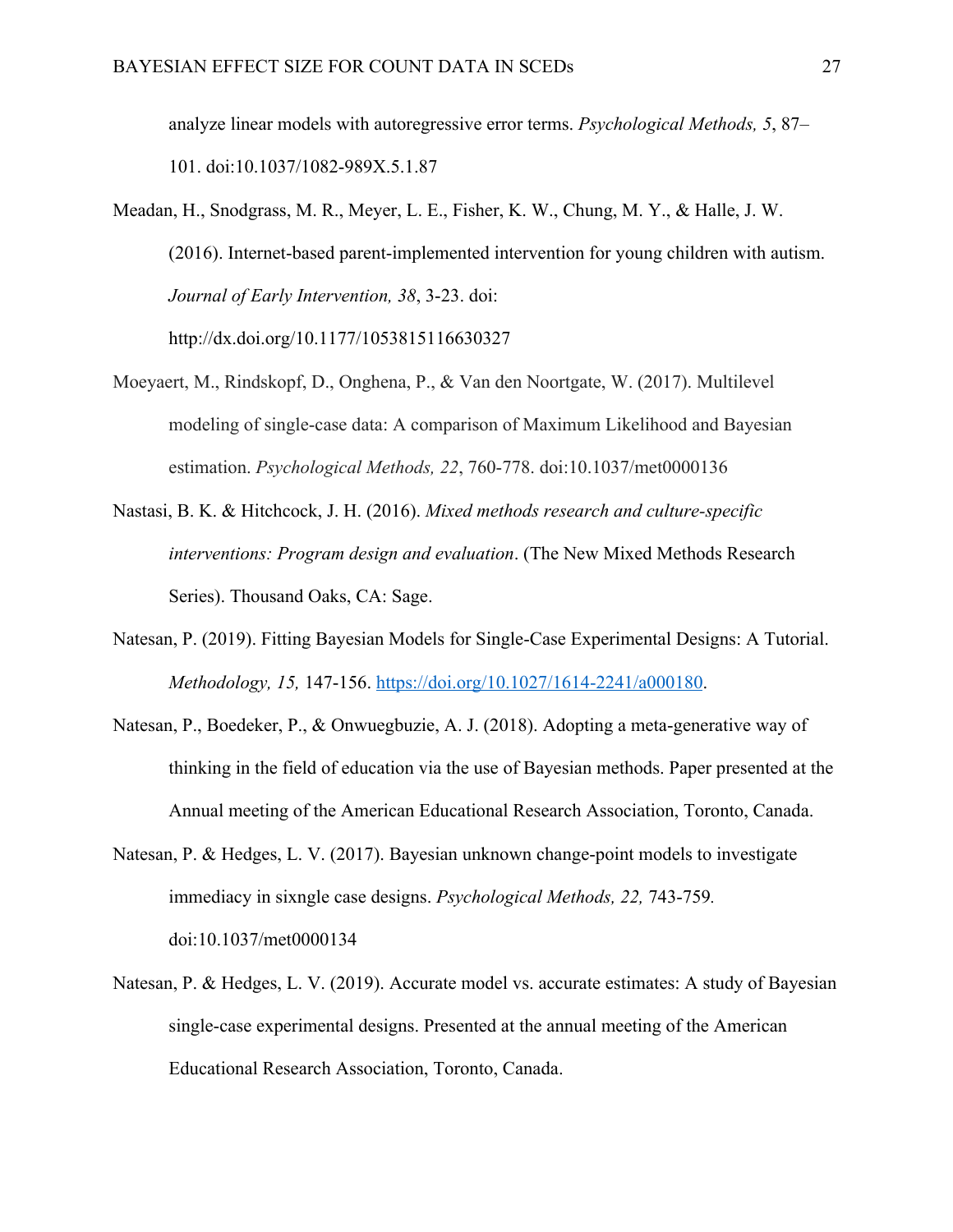analyze linear models with autoregressive error terms. *Psychological Methods, 5*, 87–101. doi:10.1037/1082-989X.5.1.87

Meadan, H., Snodgrass, M. R., Meyer, L. E., Fisher, K. W., Chung, M. Y., & Halle, J. W. (2016). Internet-based parent-implemented intervention for young children with autism. *Journal of Early Intervention, 38*, 3-23. doi: http://dx.doi.org/10.1177/1053815116630327

Moeyaert, M., Rindskopf, D., Onghena, P., & Van den Noortgate, W. (2017). Multilevel modeling of single-case data: A comparison of Maximum Likelihood and Bayesian estimation. *Psychological Methods, 22*, 760-778. doi:10.1037/met0000136

Nastasi, B. K. & Hitchcock, J. H. (2016). *Mixed methods research and culture-specific interventions: Program design and evaluation*. (The New Mixed Methods Research Series). Thousand Oaks, CA: Sage.

Natesan, P. (2019). Fitting Bayesian Models for Single-Case Experimental Designs: A Tutorial. *Methodology, 15,* 147-156. https://doi.org/10.1027/1614-2241/a000180.

Natesan, P., Boedeker, P., & Onwuegbuzie, A. J. (2018). Adopting a meta-generative way of thinking in the field of education via the use of Bayesian methods. Paper presented at the Annual meeting of the American Educational Research Association, Toronto, Canada.

Natesan, P. & Hedges, L. V. (2017). Bayesian unknown change-point models to investigate immediacy in sixngle case designs. *Psychological Methods, 22,* 743-759. doi:10.1037/met0000134

Natesan, P. & Hedges, L. V. (2019). Accurate model vs. accurate estimates: A study of Bayesian single-case experimental designs. Presented at the annual meeting of the American Educational Research Association, Toronto, Canada.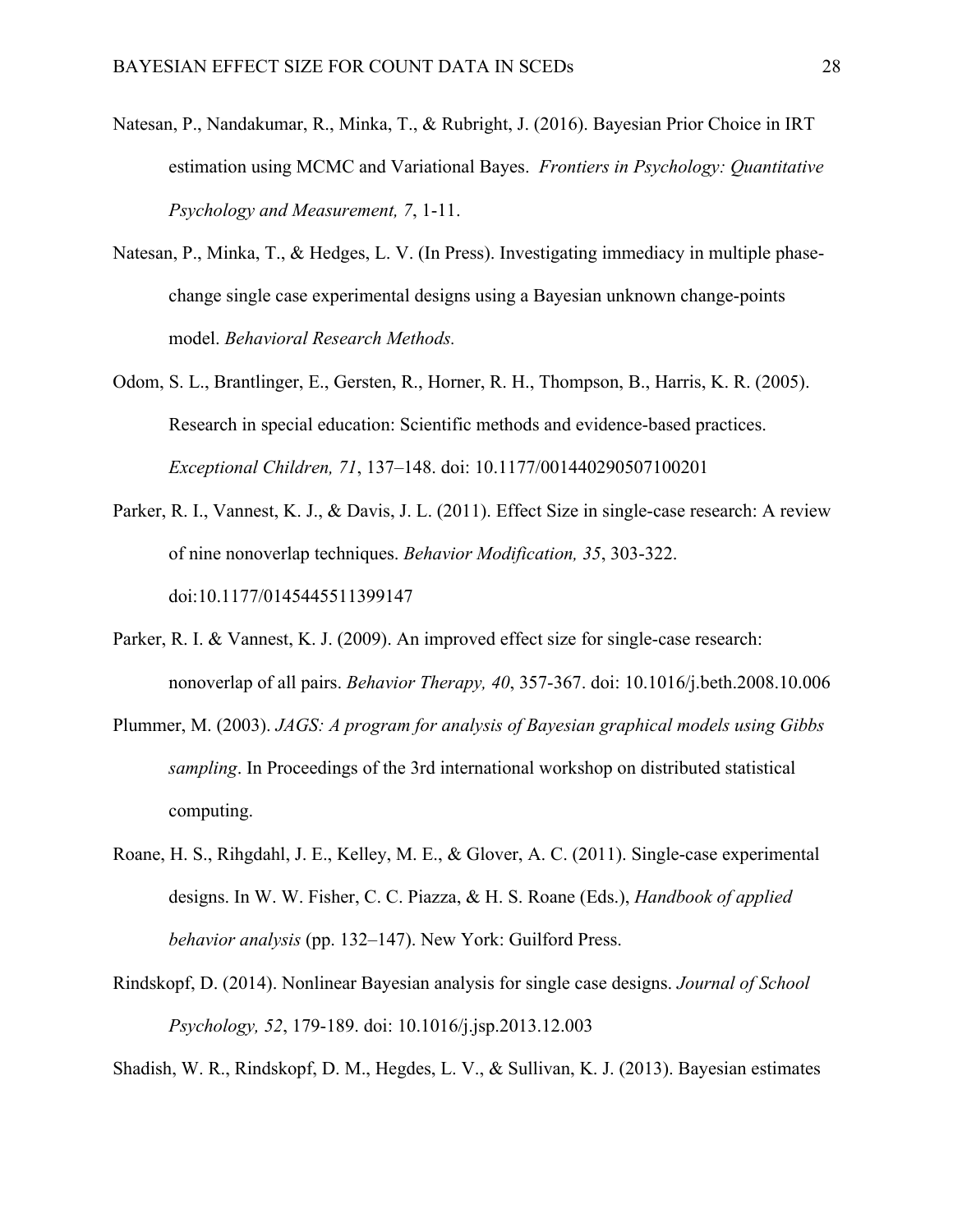Natesan, P., Nandakumar, R., Minka, T., & Rubright, J. (2016). Bayesian Prior Choice in IRT estimation using MCMC and Variational Bayes. *Frontiers in Psychology: Quantitative Psychology and Measurement, 7*, 1-11.

Natesan, P., Minka, T., & Hedges, L. V. (In Press). Investigating immediacy in multiple phase-change single case experimental designs using a Bayesian unknown change-points model. *Behavioral Research Methods.*

Odom, S. L., Brantlinger, E., Gersten, R., Horner, R. H., Thompson, B., Harris, K. R. (2005). Research in special education: Scientific methods and evidence-based practices. *Exceptional Children, 71*, 137–148. doi: 10.1177/001440290507100201

Parker, R. I., Vannest, K. J., & Davis, J. L. (2011). Effect Size in single-case research: A review of nine nonoverlap techniques. *Behavior Modification, 35*, 303-322. doi:10.1177/0145445511399147

Parker, R. I. & Vannest, K. J. (2009). An improved effect size for single-case research: nonoverlap of all pairs. *Behavior Therapy, 40*, 357-367. doi: 10.1016/j.beth.2008.10.006

Plummer, M. (2003). *JAGS: A program for analysis of Bayesian graphical models using Gibbs sampling*. In Proceedings of the 3rd international workshop on distributed statistical computing.

Roane, H. S., Rihgdahl, J. E., Kelley, M. E., & Glover, A. C. (2011). Single-case experimental designs. In W. W. Fisher, C. C. Piazza, & H. S. Roane (Eds.), *Handbook of applied behavior analysis* (pp. 132–147). New York: Guilford Press.

Rindskopf, D. (2014). Nonlinear Bayesian analysis for single case designs. *Journal of School Psychology, 52*, 179-189. doi: 10.1016/j.jsp.2013.12.003

Shadish, W. R., Rindskopf, D. M., Hegdes, L. V., & Sullivan, K. J. (2013). Bayesian estimates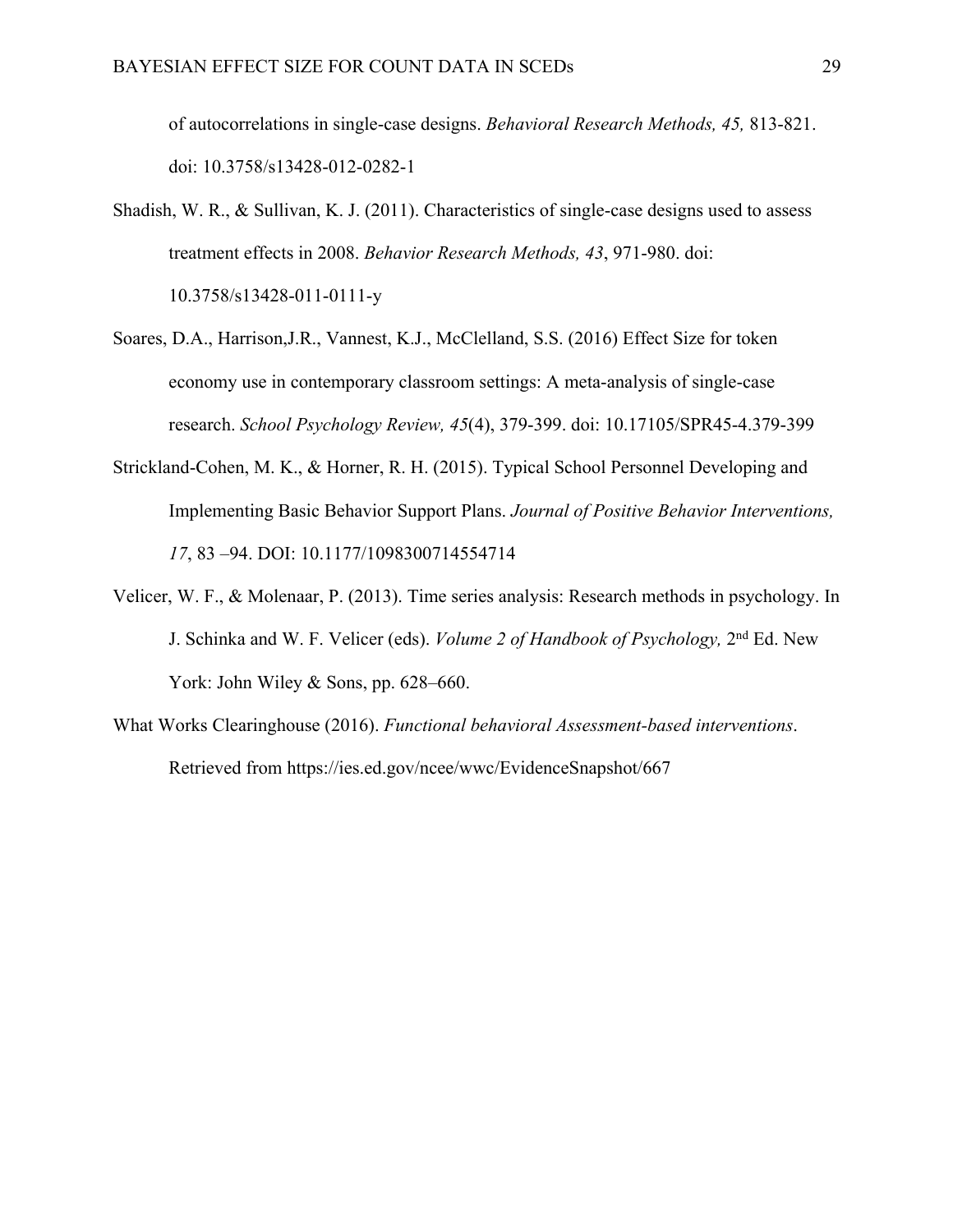of autocorrelations in single-case designs. *Behavioral Research Methods, 45,* 813-821. doi: 10.3758/s13428-012-0282-1

Shadish, W. R., & Sullivan, K. J. (2011). Characteristics of single-case designs used to assess treatment effects in 2008. *Behavior Research Methods, 43*, 971-980. doi: 10.3758/s13428-011-0111-y

Soares, D.A., Harrison,J.R., Vannest, K.J., McClelland, S.S. (2016) Effect Size for token economy use in contemporary classroom settings: A meta-analysis of single-case research. *School Psychology Review, 45*(4), 379-399. doi: 10.17105/SPR45-4.379-399

Strickland-Cohen, M. K., & Horner, R. H. (2015). Typical School Personnel Developing and Implementing Basic Behavior Support Plans. *Journal of Positive Behavior Interventions, 17*, 83 –94. DOI: 10.1177/1098300714554714

Velicer, W. F., & Molenaar, P. (2013). Time series analysis: Research methods in psychology. In J. Schinka and W. F. Velicer (eds). *Volume 2 of Handbook of Psychology,* 2nd Ed. New York: John Wiley & Sons, pp. 628–660.

What Works Clearinghouse (2016). *Functional behavioral Assessment-based interventions*. Retrieved from https://ies.ed.gov/ncee/wwc/EvidenceSnapshot/667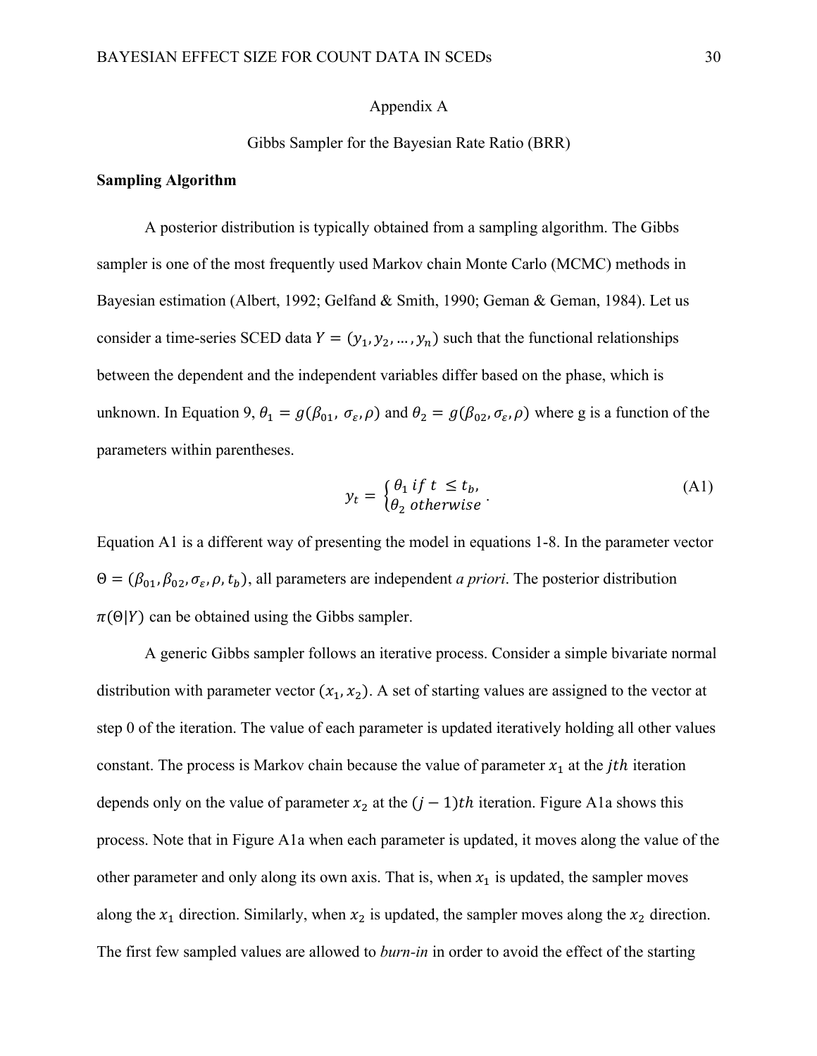Appendix A

Gibbs Sampler for the Bayesian Rate Ratio (BRR)

**Sampling Algorithm**

A posterior distribution is typically obtained from a sampling algorithm. The Gibbs sampler is one of the most frequently used Markov chain Monte Carlo (MCMC) methods in Bayesian estimation (Albert, 1992; Gelfand & Smith, 1990; Geman & Geman, 1984). Let us consider a time-series SCED data $Y = (y_1, y_2, \ldots, y_n)$ such that the functional relationships between the dependent and the independent variables differ based on the phase, which is unknown. In Equation 9, $\theta_1 = g(\beta_{01}, \sigma_\varepsilon, \rho)$ and $\theta_2 = g(\beta_{02}, \sigma_\varepsilon, \rho)$ where g is a function of the parameters within parentheses.

$$y_t = \begin{cases} \theta_1 \; if \; t \leq t_b, \\ \theta_2 \; otherwise \end{cases} . \tag{A1}$$

Equation A1 is a different way of presenting the model in equations 1-8. In the parameter vector $\Theta = (\beta_{01}, \beta_{02}, \sigma_\varepsilon, \rho, t_b)$, all parameters are independent *a priori*. The posterior distribution $\pi(\Theta|Y)$ can be obtained using the Gibbs sampler.

A generic Gibbs sampler follows an iterative process. Consider a simple bivariate normal distribution with parameter vector $(x_1, x_2)$. A set of starting values are assigned to the vector at step 0 of the iteration. The value of each parameter is updated iteratively holding all other values constant. The process is Markov chain because the value of parameter $x_1$ at the $jth$ iteration depends only on the value of parameter $x_2$ at the $(j-1)th$ iteration. Figure A1a shows this process. Note that in Figure A1a when each parameter is updated, it moves along the value of the other parameter and only along its own axis. That is, when $x_1$ is updated, the sampler moves along the $x_1$ direction. Similarly, when $x_2$ is updated, the sampler moves along the $x_2$ direction. The first few sampled values are allowed to *burn-in* in order to avoid the effect of the starting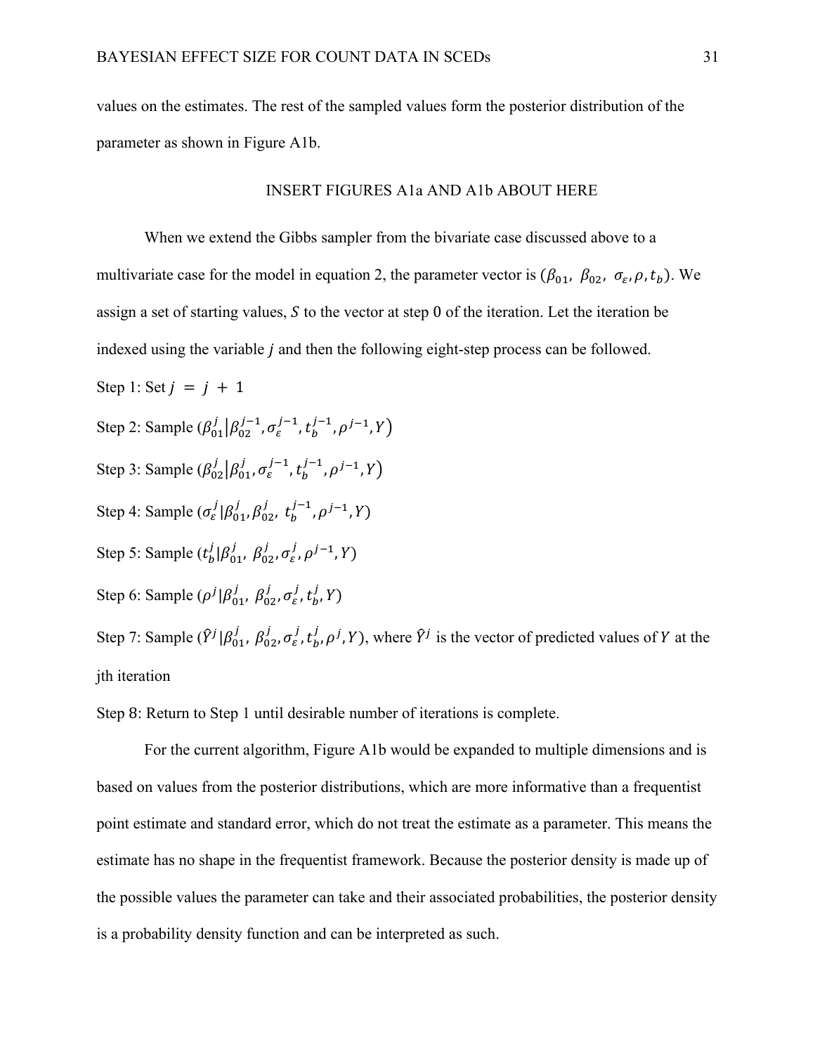values on the estimates. The rest of the sampled values form the posterior distribution of the parameter as shown in Figure A1b.

INSERT FIGURES A1a AND A1b ABOUT HERE

When we extend the Gibbs sampler from the bivariate case discussed above to a multivariate case for the model in equation 2, the parameter vector is $(\beta_{01},\ \beta_{02},\ \sigma_{\varepsilon}, \rho, t_b)$. We assign a set of starting values, $S$ to the vector at step 0 of the iteration. Let the iteration be indexed using the variable $j$ and then the following eight-step process can be followed.

Step 1: Set $j\ =\ j\ +\ 1$

Step 2: Sample $(\beta_{01}^{j} | \beta_{02}^{j-1}, \sigma_{\varepsilon}^{j-1}, t_b^{j-1}, \rho^{j-1}, Y)$

Step 3: Sample $(\beta_{02}^{j} | \beta_{01}^{j}, \sigma_{\varepsilon}^{j-1}, t_b^{j-1}, \rho^{j-1}, Y)$

Step 4: Sample $(\sigma_{\varepsilon}^{j} | \beta_{01}^{j}, \beta_{02}^{j},\ t_b^{j-1}, \rho^{j-1}, Y)$

Step 5: Sample $(t_b^{j} | \beta_{01}^{j},\ \beta_{02}^{j}, \sigma_{\varepsilon}^{j}, \rho^{j-1}, Y)$

Step 6: Sample $(\rho^{j} | \beta_{01}^{j},\ \beta_{02}^{j}, \sigma_{\varepsilon}^{j}, t_b^{j}, Y)$

Step 7: Sample $(\hat{Y}^{j} | \beta_{01}^{j},\ \beta_{02}^{j}, \sigma_{\varepsilon}^{j}, t_b^{j}, \rho^{j}, Y)$, where $\hat{Y}^{j}$ is the vector of predicted values of $Y$ at the jth iteration

Step 8: Return to Step 1 until desirable number of iterations is complete.

For the current algorithm, Figure A1b would be expanded to multiple dimensions and is based on values from the posterior distributions, which are more informative than a frequentist point estimate and standard error, which do not treat the estimate as a parameter. This means the estimate has no shape in the frequentist framework. Because the posterior density is made up of the possible values the parameter can take and their associated probabilities, the posterior density is a probability density function and can be interpreted as such.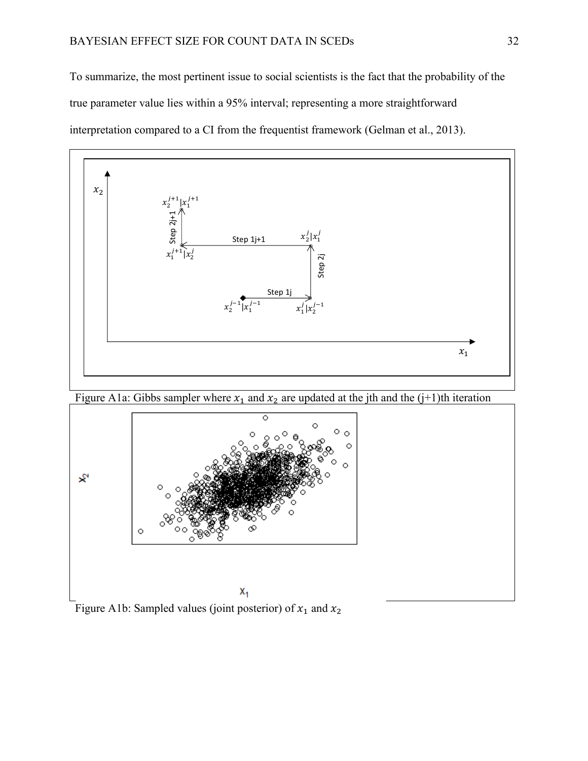To summarize, the most pertinent issue to social scientists is the fact that the probability of the true parameter value lies within a 95% interval; representing a more straightforward interpretation compared to a CI from the frequentist framework (Gelman et al., 2013).

Figure A1a: Gibbs sampler where $x_1$ and $x_2$ are updated at the jth and the (j+1)th iteration

Figure A1b: Sampled values (joint posterior) of $x_1$ and $x_2$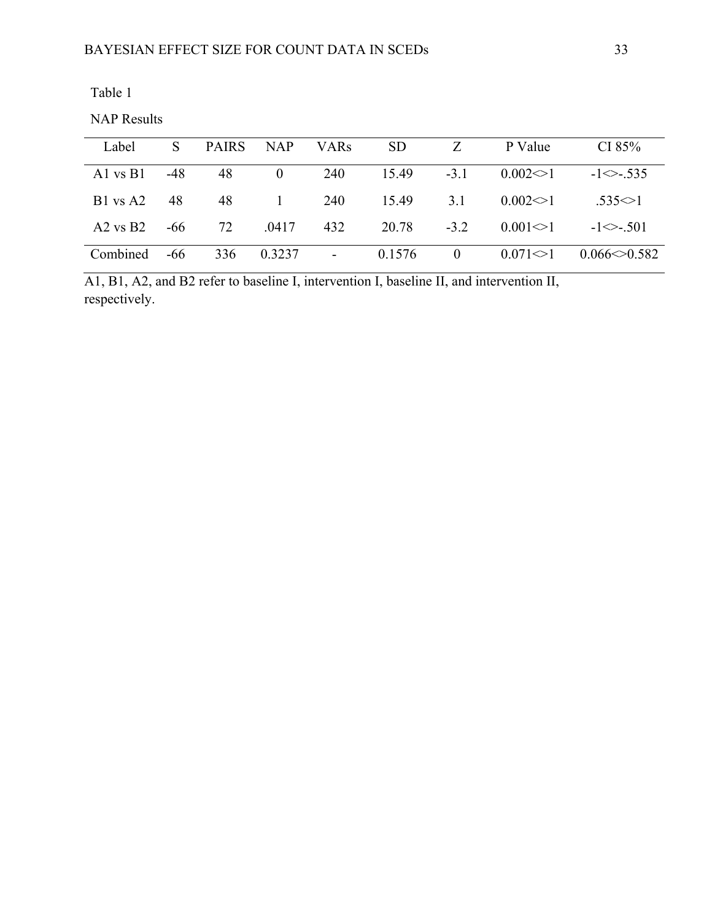Table 1

NAP Results

| Label | S | PAIRS | NAP | VARs | SD | Z | P Value | CI 85% |
|---|---|---|---|---|---|---|---|---|
| A1 vs B1 | -48 | 48 | 0 | 240 | 15.49 | -3.1 | 0.002<>1 | -1<>-.535 |
| B1 vs A2 | 48 | 48 | 1 | 240 | 15.49 | 3.1 | 0.002<>1 | .535<>1 |
| A2 vs B2 | -66 | 72 | .0417 | 432 | 20.78 | -3.2 | 0.001<>1 | -1<>-.501 |
| Combined | -66 | 336 | 0.3237 | - | 0.1576 | 0 | 0.071<>1 | 0.066<>0.582 |

A1, B1, A2, and B2 refer to baseline I, intervention I, baseline II, and intervention II, respectively.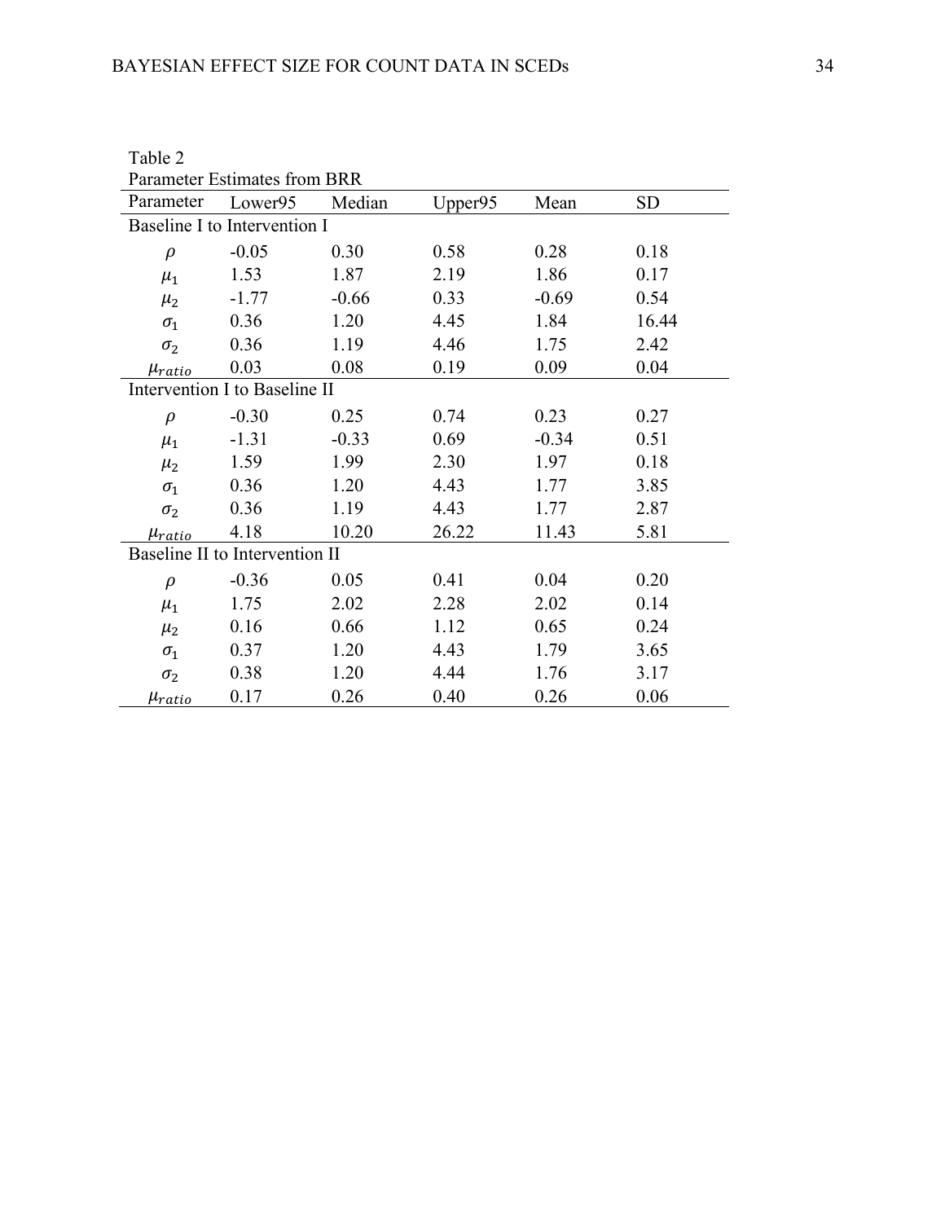Table 2

Parameter Estimates from BRR

| Parameter | Lower95 | Median | Upper95 | Mean | SD |
|---|---|---|---|---|---|
| Baseline I to Intervention I | | | | | |
| $\rho$ | -0.05 | 0.30 | 0.58 | 0.28 | 0.18 |
| $\mu_1$ | 1.53 | 1.87 | 2.19 | 1.86 | 0.17 |
| $\mu_2$ | -1.77 | -0.66 | 0.33 | -0.69 | 0.54 |
| $\sigma_1$ | 0.36 | 1.20 | 4.45 | 1.84 | 16.44 |
| $\sigma_2$ | 0.36 | 1.19 | 4.46 | 1.75 | 2.42 |
| $\mu_{ratio}$ | 0.03 | 0.08 | 0.19 | 0.09 | 0.04 |
| Intervention I to Baseline II | | | | | |
| $\rho$ | -0.30 | 0.25 | 0.74 | 0.23 | 0.27 |
| $\mu_1$ | -1.31 | -0.33 | 0.69 | -0.34 | 0.51 |
| $\mu_2$ | 1.59 | 1.99 | 2.30 | 1.97 | 0.18 |
| $\sigma_1$ | 0.36 | 1.20 | 4.43 | 1.77 | 3.85 |
| $\sigma_2$ | 0.36 | 1.19 | 4.43 | 1.77 | 2.87 |
| $\mu_{ratio}$ | 4.18 | 10.20 | 26.22 | 11.43 | 5.81 |
| Baseline II to Intervention II | | | | | |
| $\rho$ | -0.36 | 0.05 | 0.41 | 0.04 | 0.20 |
| $\mu_1$ | 1.75 | 2.02 | 2.28 | 2.02 | 0.14 |
| $\mu_2$ | 0.16 | 0.66 | 1.12 | 0.65 | 0.24 |
| $\sigma_1$ | 0.37 | 1.20 | 4.43 | 1.79 | 3.65 |
| $\sigma_2$ | 0.38 | 1.20 | 4.44 | 1.76 | 3.17 |
| $\mu_{ratio}$ | 0.17 | 0.26 | 0.40 | 0.26 | 0.06 |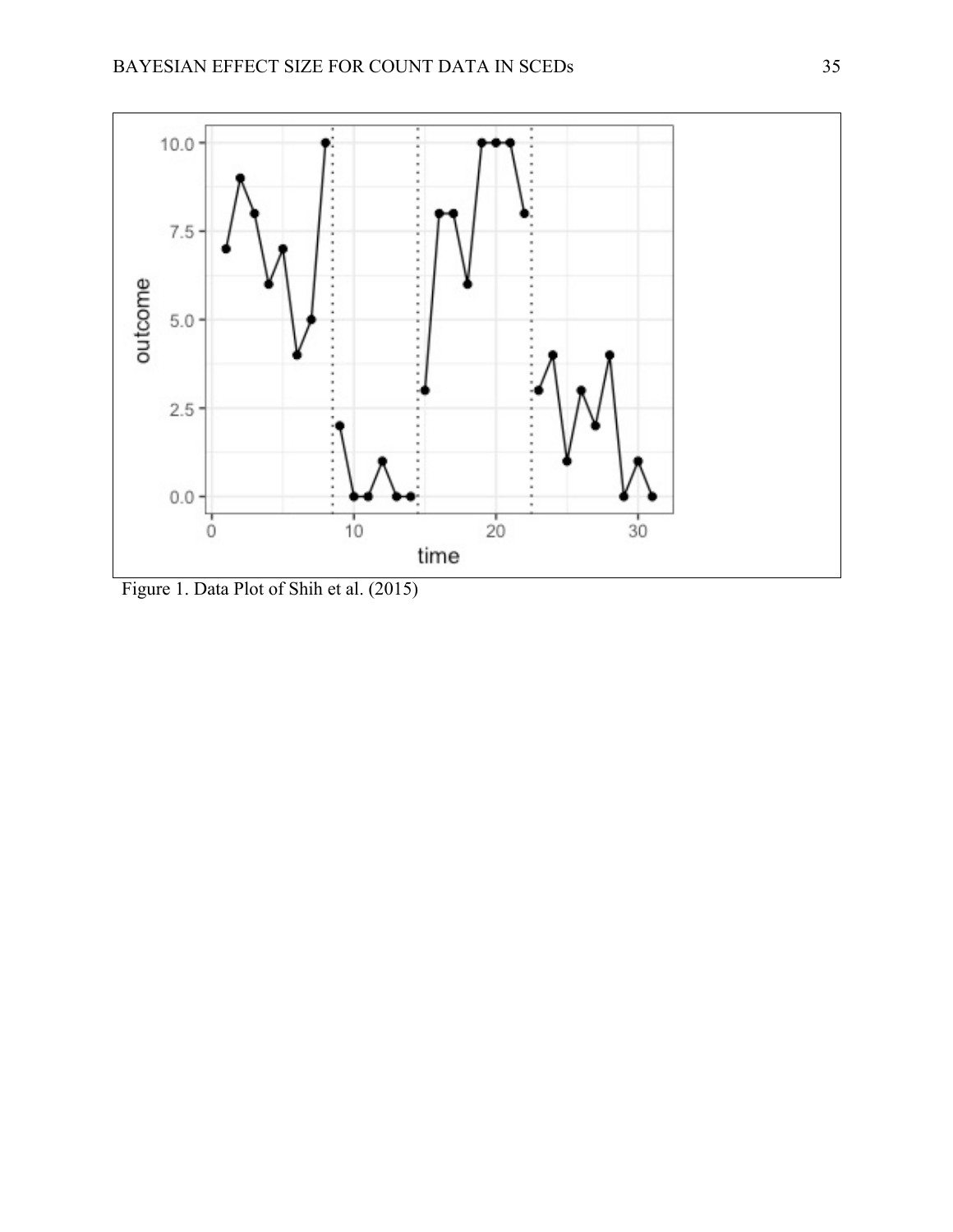Figure 1. Data Plot of Shih et al. (2015)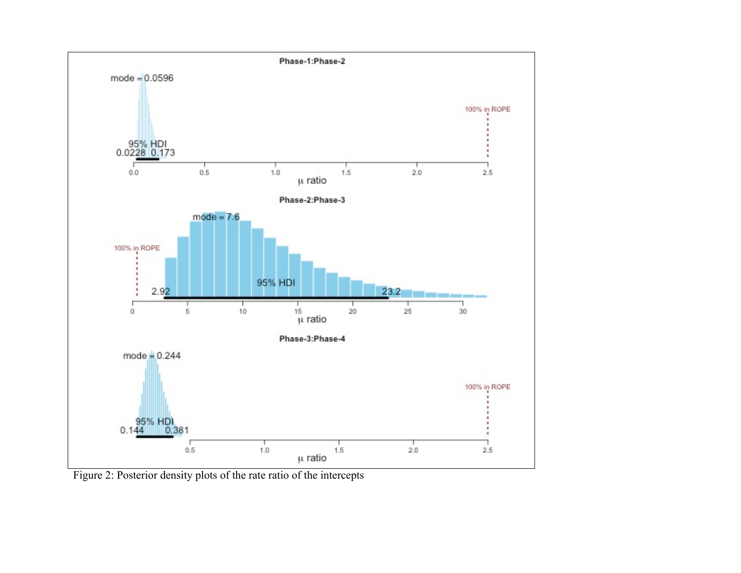Figure 2: Posterior density plots of the rate ratio of the intercepts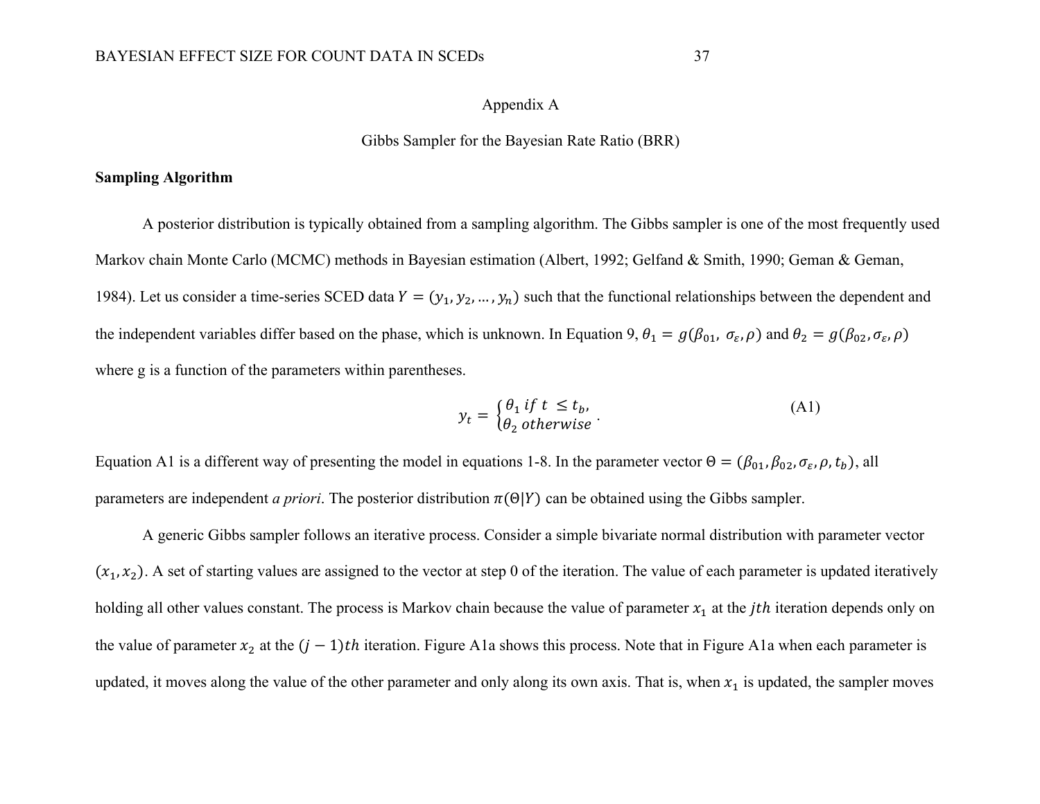# Appendix A

## Gibbs Sampler for the Bayesian Rate Ratio (BRR)

**Sampling Algorithm**

A posterior distribution is typically obtained from a sampling algorithm. The Gibbs sampler is one of the most frequently used Markov chain Monte Carlo (MCMC) methods in Bayesian estimation (Albert, 1992; Gelfand & Smith, 1990; Geman & Geman, 1984). Let us consider a time-series SCED data $Y = (y_1, y_2, \ldots, y_n)$ such that the functional relationships between the dependent and the independent variables differ based on the phase, which is unknown. In Equation 9, $\theta_1 = g(\beta_{01}, \sigma_\varepsilon, \rho)$ and $\theta_2 = g(\beta_{02}, \sigma_\varepsilon, \rho)$ where g is a function of the parameters within parentheses.

$$y_t = \begin{cases} \theta_1 \; if \; t \leq t_b, \\ \theta_2 \; otherwise \end{cases}. \tag{A1}$$

Equation A1 is a different way of presenting the model in equations 1-8. In the parameter vector $\Theta = (\beta_{01}, \beta_{02}, \sigma_\varepsilon, \rho, t_b)$, all parameters are independent *a priori*. The posterior distribution $\pi(\Theta|Y)$ can be obtained using the Gibbs sampler.

A generic Gibbs sampler follows an iterative process. Consider a simple bivariate normal distribution with parameter vector $(x_1, x_2)$. A set of starting values are assigned to the vector at step 0 of the iteration. The value of each parameter is updated iteratively holding all other values constant. The process is Markov chain because the value of parameter $x_1$ at the $jth$ iteration depends only on the value of parameter $x_2$ at the $(j-1)th$ iteration. Figure A1a shows this process. Note that in Figure A1a when each parameter is updated, it moves along the value of the other parameter and only along its own axis. That is, when $x_1$ is updated, the sampler moves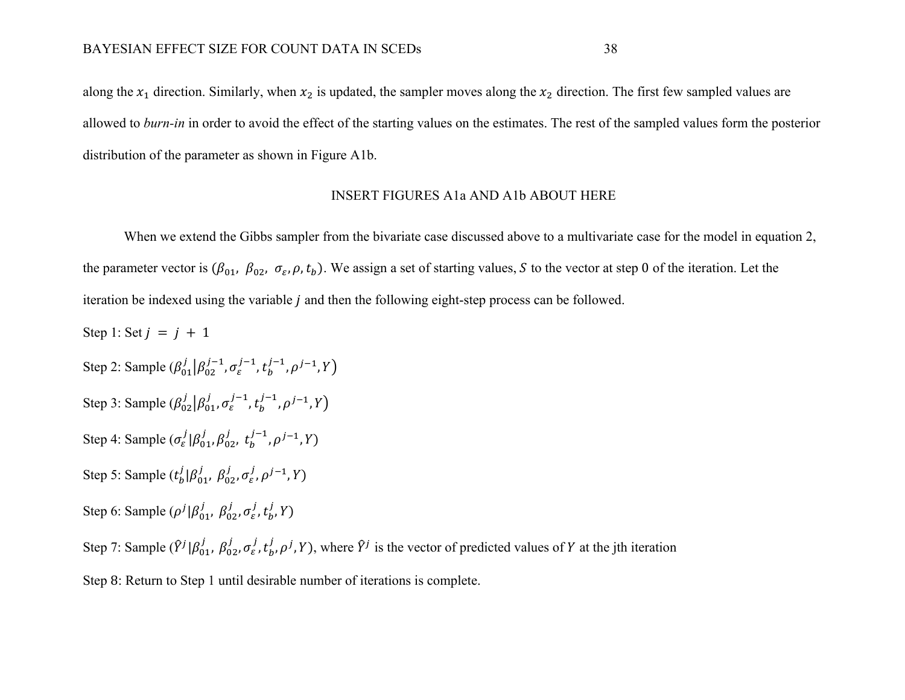along the $x_1$ direction. Similarly, when $x_2$ is updated, the sampler moves along the $x_2$ direction. The first few sampled values are allowed to *burn-in* in order to avoid the effect of the starting values on the estimates. The rest of the sampled values form the posterior distribution of the parameter as shown in Figure A1b.

INSERT FIGURES A1a AND A1b ABOUT HERE

When we extend the Gibbs sampler from the bivariate case discussed above to a multivariate case for the model in equation 2, the parameter vector is $(\beta_{01}, \ \beta_{02}, \ \sigma_{\varepsilon}, \rho, t_b)$. We assign a set of starting values, $S$ to the vector at step 0 of the iteration. Let the iteration be indexed using the variable $j$ and then the following eight-step process can be followed.

Step 1: Set $j = j + 1$

Step 2: Sample $(\beta_{01}^{j} | \beta_{02}^{j-1}, \sigma_{\varepsilon}^{j-1}, t_b^{j-1}, \rho^{j-1}, Y)$

Step 3: Sample $(\beta_{02}^{j} | \beta_{01}^{j}, \sigma_{\varepsilon}^{j-1}, t_b^{j-1}, \rho^{j-1}, Y)$

Step 4: Sample $(\sigma_{\varepsilon}^{j} | \beta_{01}^{j}, \beta_{02}^{j}, \ t_b^{j-1}, \rho^{j-1}, Y)$

Step 5: Sample $(t_b^{j} | \beta_{01}^{j}, \ \beta_{02}^{j}, \sigma_{\varepsilon}^{j}, \rho^{j-1}, Y)$

Step 6: Sample $(\rho^{j} | \beta_{01}^{j}, \ \beta_{02}^{j}, \sigma_{\varepsilon}^{j}, t_b^{j}, Y)$

Step 7: Sample $(\hat{Y}^{j} | \beta_{01}^{j}, \ \beta_{02}^{j}, \sigma_{\varepsilon}^{j}, t_b^{j}, \rho^{j}, Y)$, where $\hat{Y}^{j}$ is the vector of predicted values of $Y$ at the jth iteration

Step 8: Return to Step 1 until desirable number of iterations is complete.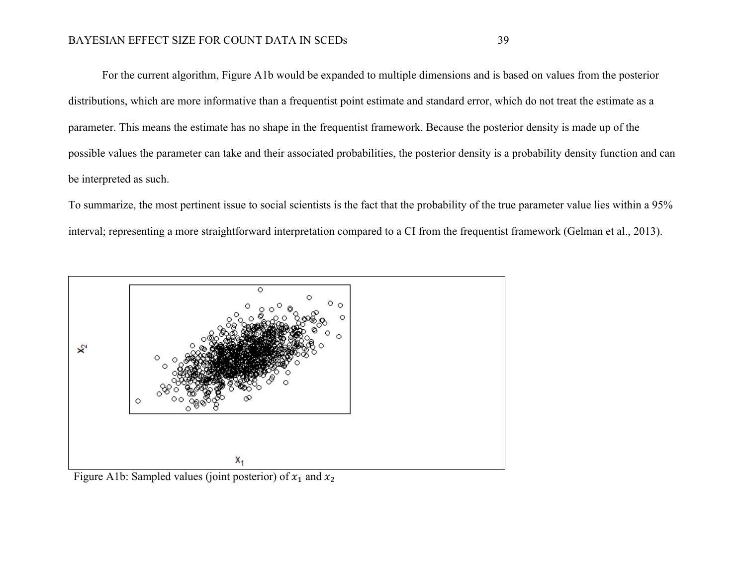For the current algorithm, Figure A1b would be expanded to multiple dimensions and is based on values from the posterior distributions, which are more informative than a frequentist point estimate and standard error, which do not treat the estimate as a parameter. This means the estimate has no shape in the frequentist framework. Because the posterior density is made up of the possible values the parameter can take and their associated probabilities, the posterior density is a probability density function and can be interpreted as such.

To summarize, the most pertinent issue to social scientists is the fact that the probability of the true parameter value lies within a 95% interval; representing a more straightforward interpretation compared to a CI from the frequentist framework (Gelman et al., 2013).

$x_2$

$x_1$

Figure A1b: Sampled values (joint posterior) of $x_1$ and $x_2$